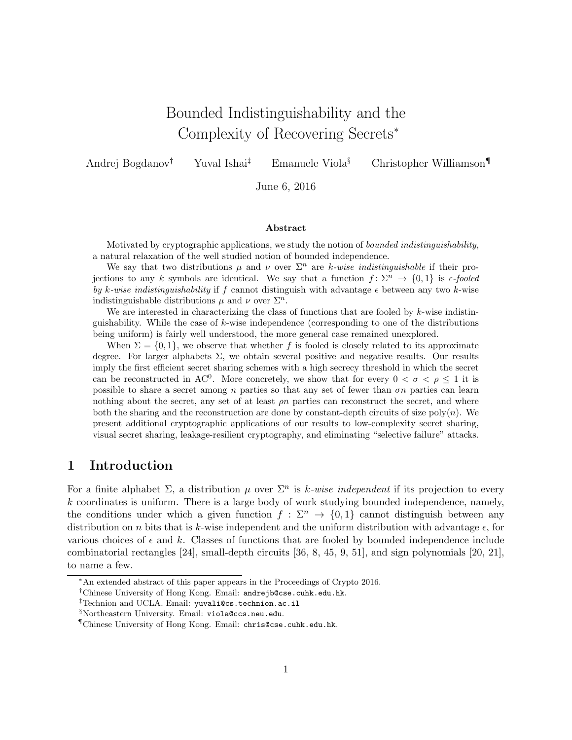# Bounded Indistinguishability and the Complexity of Recovering Secrets*

Andrej Bogdanov[†] Yuval Ishai[‡] Emanuele Viola[§] Christopher Williamson[¶]

June 6, 2016

### Abstract

Motivated by cryptographic applications, we study the notion of *bounded indistinguishability*, a natural relaxation of the well studied notion of bounded independence.

We say that two distributions $\mu$ and $\nu$ over $\Sigma^n$ are *k-wise indistinguishable* if their projections to any $k$ symbols are identical. We say that a function $f\colon \Sigma^n \to \{0,1\}$ is *$\epsilon$-fooled by k-wise indistinguishability* if $f$ cannot distinguish with advantage $\epsilon$ between any two $k$-wise indistinguishable distributions $\mu$ and $\nu$ over $\Sigma^n$.

We are interested in characterizing the class of functions that are fooled by $k$-wise indistinguishability. While the case of $k$-wise independence (corresponding to one of the distributions being uniform) is fairly well understood, the more general case remained unexplored.

When $\Sigma = \{0,1\}$, we observe that whether $f$ is fooled is closely related to its approximate degree. For larger alphabets $\Sigma$, we obtain several positive and negative results. Our results imply the first efficient secret sharing schemes with a high secrecy threshold in which the secret can be reconstructed in $\mathrm{AC}^0$. More concretely, we show that for every $0 < \sigma < \rho \leq 1$ it is possible to share a secret among $n$ parties so that any set of fewer than $\sigma n$ parties can learn nothing about the secret, any set of at least $\rho n$ parties can reconstruct the secret, and where both the sharing and the reconstruction are done by constant-depth circuits of size $\mathrm{poly}(n)$. We present additional cryptographic applications of our results to low-complexity secret sharing, visual secret sharing, leakage-resilient cryptography, and eliminating "selective failure" attacks.

## 1 Introduction

For a finite alphabet $\Sigma$, a distribution $\mu$ over $\Sigma^n$ is *k-wise independent* if its projection to every $k$ coordinates is uniform. There is a large body of work studying bounded independence, namely, the conditions under which a given function $f : \Sigma^n \to \{0,1\}$ cannot distinguish between any distribution on $n$ bits that is $k$-wise independent and the uniform distribution with advantage $\epsilon$, for various choices of $\epsilon$ and $k$. Classes of functions that are fooled by bounded independence include combinatorial rectangles [24], small-depth circuits [36, 8, 45, 9, 51], and sign polynomials [20, 21], to name a few.

---

*An extended abstract of this paper appears in the Proceedings of Crypto 2016.

[†]Chinese University of Hong Kong. Email: andrejb@cse.cuhk.edu.hk.

[‡]Technion and UCLA. Email: yuvali@cs.technion.ac.il

[§]Northeastern University. Email: viola@ccs.neu.edu.

[¶]Chinese University of Hong Kong. Email: chris@cse.cuhk.edu.hk.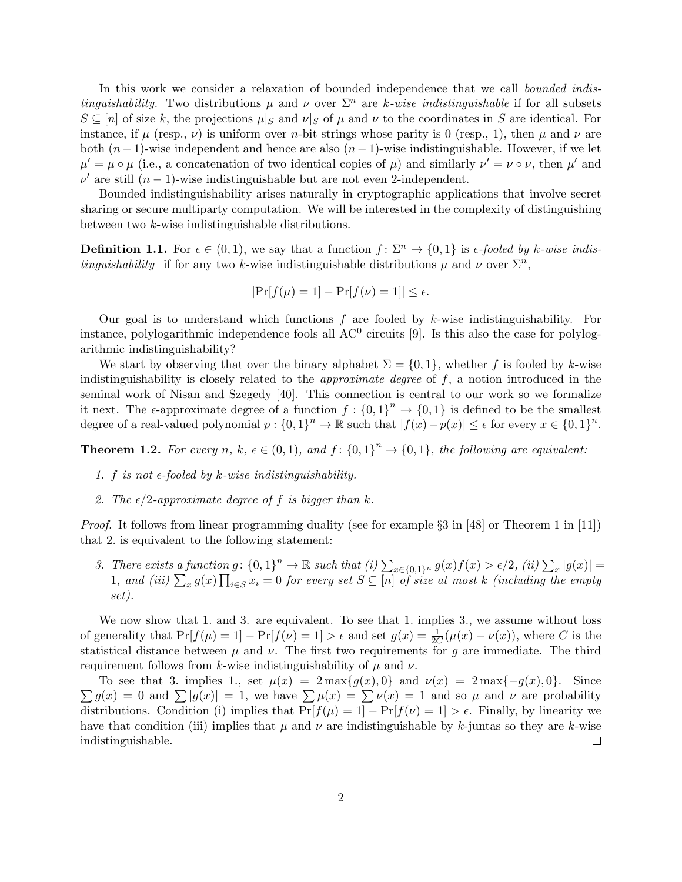In this work we consider a relaxation of bounded independence that we call *bounded indistinguishability.* Two distributions $\mu$ and $\nu$ over $\Sigma^n$ are *k-wise indistinguishable* if for all subsets $S \subseteq [n]$ of size $k$, the projections $\mu|_S$ and $\nu|_S$ of $\mu$ and $\nu$ to the coordinates in $S$ are identical. For instance, if $\mu$ (resp., $\nu$) is uniform over $n$-bit strings whose parity is 0 (resp., 1), then $\mu$ and $\nu$ are both $(n-1)$-wise independent and hence are also $(n-1)$-wise indistinguishable. However, if we let $\mu' = \mu \circ \mu$ (i.e., a concatenation of two identical copies of $\mu$) and similarly $\nu' = \nu \circ \nu$, then $\mu'$ and $\nu'$ are still $(n-1)$-wise indistinguishable but are not even 2-independent.

Bounded indistinguishability arises naturally in cryptographic applications that involve secret sharing or secure multiparty computation. We will be interested in the complexity of distinguishing between two $k$-wise indistinguishable distributions.

**Definition 1.1.** For $\epsilon \in (0, 1)$, we say that a function $f : \Sigma^n \to \{0, 1\}$ is *$\epsilon$-fooled by $k$-wise indistinguishability* if for any two $k$-wise indistinguishable distributions $\mu$ and $\nu$ over $\Sigma^n$,

$$|\Pr[f(\mu) = 1] - \Pr[f(\nu) = 1]| \leq \epsilon.$$

Our goal is to understand which functions $f$ are fooled by $k$-wise indistinguishability. For instance, polylogarithmic independence fools all $\mathrm{AC}^0$ circuits [9]. Is this also the case for polylogarithmic indistinguishability?

We start by observing that over the binary alphabet $\Sigma = \{0, 1\}$, whether $f$ is fooled by $k$-wise indistinguishability is closely related to the *approximate degree* of $f$, a notion introduced in the seminal work of Nisan and Szegedy [40]. This connection is central to our work so we formalize it next. The $\epsilon$-approximate degree of a function $f : \{0,1\}^n \to \{0, 1\}$ is defined to be the smallest degree of a real-valued polynomial $p : \{0,1\}^n \to \mathbb{R}$ such that $|f(x) - p(x)| \leq \epsilon$ for every $x \in \{0,1\}^n$.

**Theorem 1.2.** *For every $n$, $k$, $\epsilon \in (0, 1)$, and $f : \{0,1\}^n \to \{0, 1\}$, the following are equivalent:*

1. *$f$ is not $\epsilon$-fooled by $k$-wise indistinguishability.*
2. *The $\epsilon/2$-approximate degree of $f$ is bigger than $k$.*

*Proof.* It follows from linear programming duality (see for example §3 in [48] or Theorem 1 in [11]) that 2. is equivalent to the following statement:

3. *There exists a function $g : \{0,1\}^n \to \mathbb{R}$ such that (i) $\sum_{x \in \{0,1\}^n} g(x)f(x) > \epsilon/2$, (ii) $\sum_x |g(x)| = 1$, and (iii) $\sum_x g(x) \prod_{i \in S} x_i = 0$ for every set $S \subseteq [n]$ of size at most $k$ (including the empty set).*

We now show that 1. and 3. are equivalent. To see that 1. implies 3., we assume without loss of generality that $\Pr[f(\mu) = 1] - \Pr[f(\nu) = 1] > \epsilon$ and set $g(x) = \frac{1}{2C}(\mu(x) - \nu(x))$, where $C$ is the statistical distance between $\mu$ and $\nu$. The first two requirements for $g$ are immediate. The third requirement follows from $k$-wise indistinguishability of $\mu$ and $\nu$.

To see that 3. implies 1., set $\mu(x) = 2\max\{g(x), 0\}$ and $\nu(x) = 2\max\{-g(x), 0\}$. Since $\sum g(x) = 0$ and $\sum |g(x)| = 1$, we have $\sum \mu(x) = \sum \nu(x) = 1$ and so $\mu$ and $\nu$ are probability distributions. Condition (i) implies that $\Pr[f(\mu) = 1] - \Pr[f(\nu) = 1] > \epsilon$. Finally, by linearity we have that condition (iii) implies that $\mu$ and $\nu$ are indistinguishable by $k$-juntas so they are $k$-wise indistinguishable. $\square$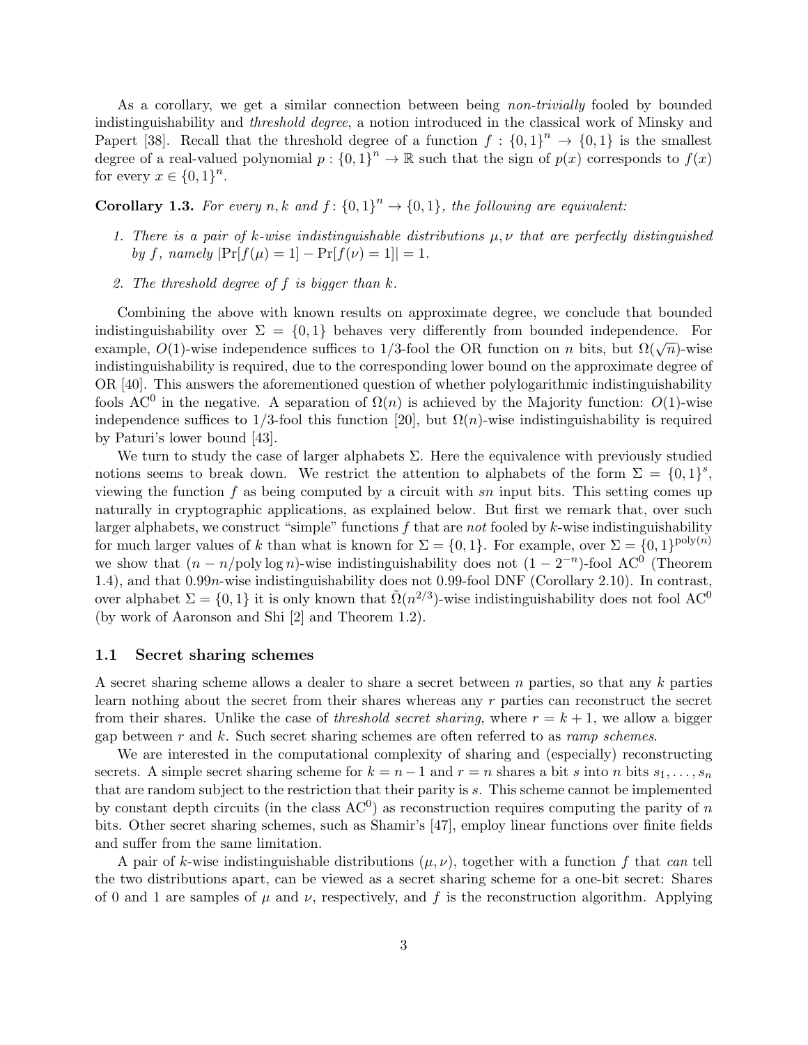As a corollary, we get a similar connection between being *non-trivially* fooled by bounded indistinguishability and *threshold degree*, a notion introduced in the classical work of Minsky and Papert [38]. Recall that the threshold degree of a function $f : \{0,1\}^n \to \{0,1\}$ is the smallest degree of a real-valued polynomial $p : \{0,1\}^n \to \mathbb{R}$ such that the sign of $p(x)$ corresponds to $f(x)$ for every $x \in \{0,1\}^n$.

**Corollary 1.3.** *For every $n, k$ and $f\colon \{0,1\}^n \to \{0,1\}$, the following are equivalent:*

1. *There is a pair of $k$-wise indistinguishable distributions $\mu, \nu$ that are perfectly distinguished by $f$, namely $|\Pr[f(\mu) = 1] - \Pr[f(\nu) = 1]| = 1$.*
2. *The threshold degree of $f$ is bigger than $k$.*

Combining the above with known results on approximate degree, we conclude that bounded indistinguishability over $\Sigma = \{0,1\}$ behaves very differently from bounded independence. For example, $O(1)$-wise independence suffices to 1/3-fool the OR function on $n$ bits, but $\Omega(\sqrt{n})$-wise indistinguishability is required, due to the corresponding lower bound on the approximate degree of OR [40]. This answers the aforementioned question of whether polylogarithmic indistinguishability fools $\mathrm{AC}^0$ in the negative. A separation of $\Omega(n)$ is achieved by the Majority function: $O(1)$-wise independence suffices to 1/3-fool this function [20], but $\Omega(n)$-wise indistinguishability is required by Paturi's lower bound [43].

We turn to study the case of larger alphabets $\Sigma$. Here the equivalence with previously studied notions seems to break down. We restrict the attention to alphabets of the form $\Sigma = \{0,1\}^s$, viewing the function $f$ as being computed by a circuit with $sn$ input bits. This setting comes up naturally in cryptographic applications, as explained below. But first we remark that, over such larger alphabets, we construct "simple" functions $f$ that are *not* fooled by $k$-wise indistinguishability for much larger values of $k$ than what is known for $\Sigma = \{0,1\}$. For example, over $\Sigma = \{0,1\}^{\mathrm{poly}(n)}$ we show that $(n - n/\mathrm{poly}\log n)$-wise indistinguishability does not $(1 - 2^{-n})$-fool $\mathrm{AC}^0$ (Theorem 1.4), and that $0.99n$-wise indistinguishability does not 0.99-fool DNF (Corollary 2.10). In contrast, over alphabet $\Sigma = \{0,1\}$ it is only known that $\tilde{\Omega}(n^{2/3})$-wise indistinguishability does not fool $\mathrm{AC}^0$ (by work of Aaronson and Shi [2] and Theorem 1.2).

### 1.1 Secret sharing schemes

A secret sharing scheme allows a dealer to share a secret between $n$ parties, so that any $k$ parties learn nothing about the secret from their shares whereas any $r$ parties can reconstruct the secret from their shares. Unlike the case of *threshold secret sharing*, where $r = k + 1$, we allow a bigger gap between $r$ and $k$. Such secret sharing schemes are often referred to as *ramp schemes*.

We are interested in the computational complexity of sharing and (especially) reconstructing secrets. A simple secret sharing scheme for $k = n-1$ and $r = n$ shares a bit $s$ into $n$ bits $s_1, \ldots, s_n$ that are random subject to the restriction that their parity is $s$. This scheme cannot be implemented by constant depth circuits (in the class $\mathrm{AC}^0$) as reconstruction requires computing the parity of $n$ bits. Other secret sharing schemes, such as Shamir's [47], employ linear functions over finite fields and suffer from the same limitation.

A pair of $k$-wise indistinguishable distributions $(\mu, \nu)$, together with a function $f$ that *can* tell the two distributions apart, can be viewed as a secret sharing scheme for a one-bit secret: Shares of 0 and 1 are samples of $\mu$ and $\nu$, respectively, and $f$ is the reconstruction algorithm. Applying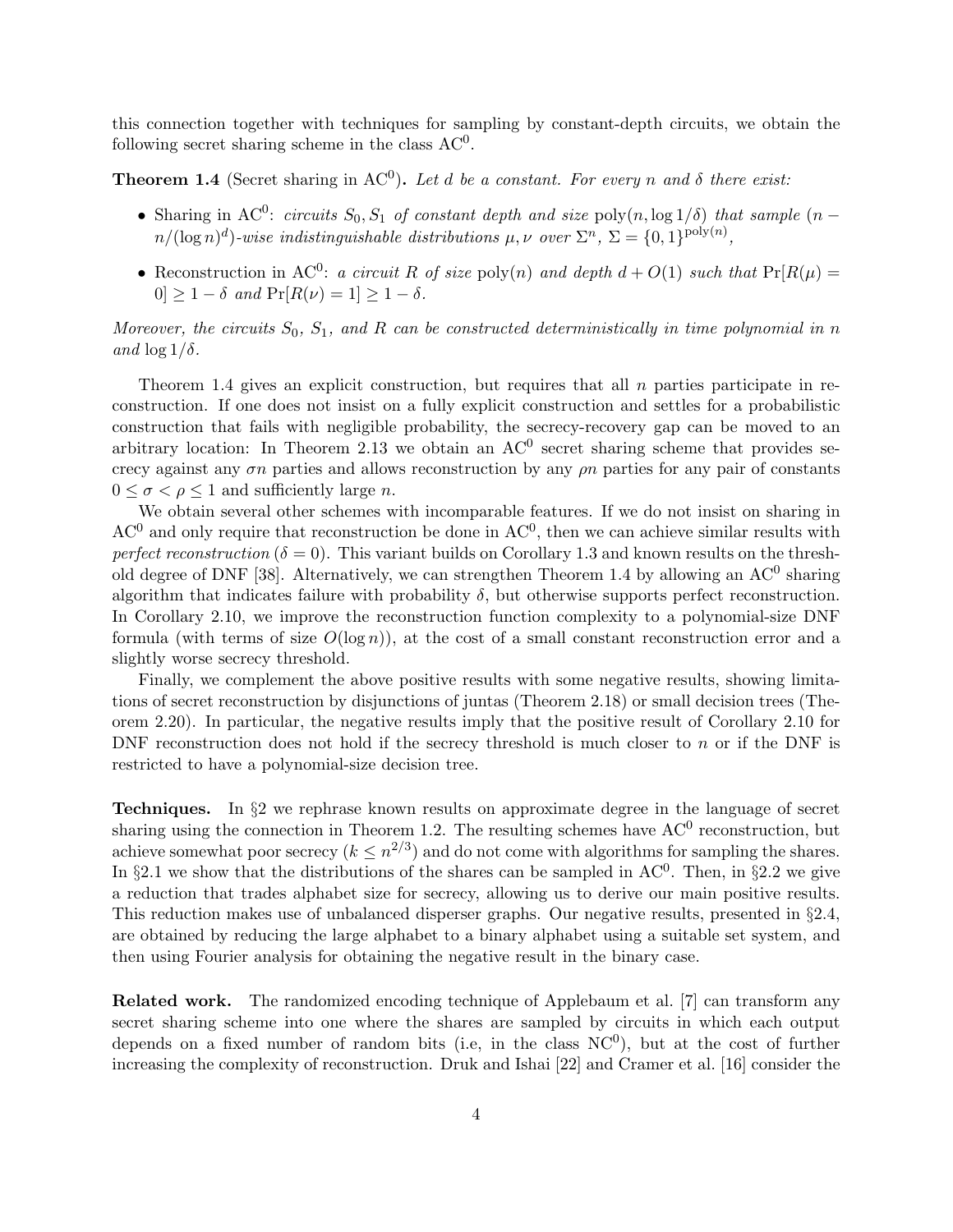this connection together with techniques for sampling by constant-depth circuits, we obtain the following secret sharing scheme in the class $\mathrm{AC}^0$.

**Theorem 1.4** (Secret sharing in $\mathrm{AC}^0$)**.** *Let $d$ be a constant. For every $n$ and $\delta$ there exist:*

- Sharing in $\mathrm{AC}^0$: *circuits $S_0, S_1$ of constant depth and size $\mathrm{poly}(n, \log 1/\delta)$ that sample $(n - n/(\log n)^d)$-wise indistinguishable distributions $\mu, \nu$ over $\Sigma^n$, $\Sigma = \{0,1\}^{\mathrm{poly}(n)}$,*
- Reconstruction in $\mathrm{AC}^0$: *a circuit $R$ of size $\mathrm{poly}(n)$ and depth $d + O(1)$ such that $\Pr[R(\mu) = 0] \geq 1 - \delta$ and $\Pr[R(\nu) = 1] \geq 1 - \delta$.*

*Moreover, the circuits $S_0$, $S_1$, and $R$ can be constructed deterministically in time polynomial in $n$ and $\log 1/\delta$.*

Theorem 1.4 gives an explicit construction, but requires that all $n$ parties participate in reconstruction. If one does not insist on a fully explicit construction and settles for a probabilistic construction that fails with negligible probability, the secrecy-recovery gap can be moved to an arbitrary location: In Theorem 2.13 we obtain an $\mathrm{AC}^0$ secret sharing scheme that provides secrecy against any $\sigma n$ parties and allows reconstruction by any $\rho n$ parties for any pair of constants $0 \leq \sigma < \rho \leq 1$ and sufficiently large $n$.

We obtain several other schemes with incomparable features. If we do not insist on sharing in $\mathrm{AC}^0$ and only require that reconstruction be done in $\mathrm{AC}^0$, then we can achieve similar results with *perfect reconstruction* ($\delta = 0$). This variant builds on Corollary 1.3 and known results on the threshold degree of DNF [38]. Alternatively, we can strengthen Theorem 1.4 by allowing an $\mathrm{AC}^0$ sharing algorithm that indicates failure with probability $\delta$, but otherwise supports perfect reconstruction. In Corollary 2.10, we improve the reconstruction function complexity to a polynomial-size DNF formula (with terms of size $O(\log n)$), at the cost of a small constant reconstruction error and a slightly worse secrecy threshold.

Finally, we complement the above positive results with some negative results, showing limitations of secret reconstruction by disjunctions of juntas (Theorem 2.18) or small decision trees (Theorem 2.20). In particular, the negative results imply that the positive result of Corollary 2.10 for DNF reconstruction does not hold if the secrecy threshold is much closer to $n$ or if the DNF is restricted to have a polynomial-size decision tree.

**Techniques.** In §2 we rephrase known results on approximate degree in the language of secret sharing using the connection in Theorem 1.2. The resulting schemes have $\mathrm{AC}^0$ reconstruction, but achieve somewhat poor secrecy ($k \leq n^{2/3}$) and do not come with algorithms for sampling the shares. In §2.1 we show that the distributions of the shares can be sampled in $\mathrm{AC}^0$. Then, in §2.2 we give a reduction that trades alphabet size for secrecy, allowing us to derive our main positive results. This reduction makes use of unbalanced disperser graphs. Our negative results, presented in §2.4, are obtained by reducing the large alphabet to a binary alphabet using a suitable set system, and then using Fourier analysis for obtaining the negative result in the binary case.

**Related work.** The randomized encoding technique of Applebaum et al. [7] can transform any secret sharing scheme into one where the shares are sampled by circuits in which each output depends on a fixed number of random bits (i.e, in the class $\mathrm{NC}^0$), but at the cost of further increasing the complexity of reconstruction. Druk and Ishai [22] and Cramer et al. [16] consider the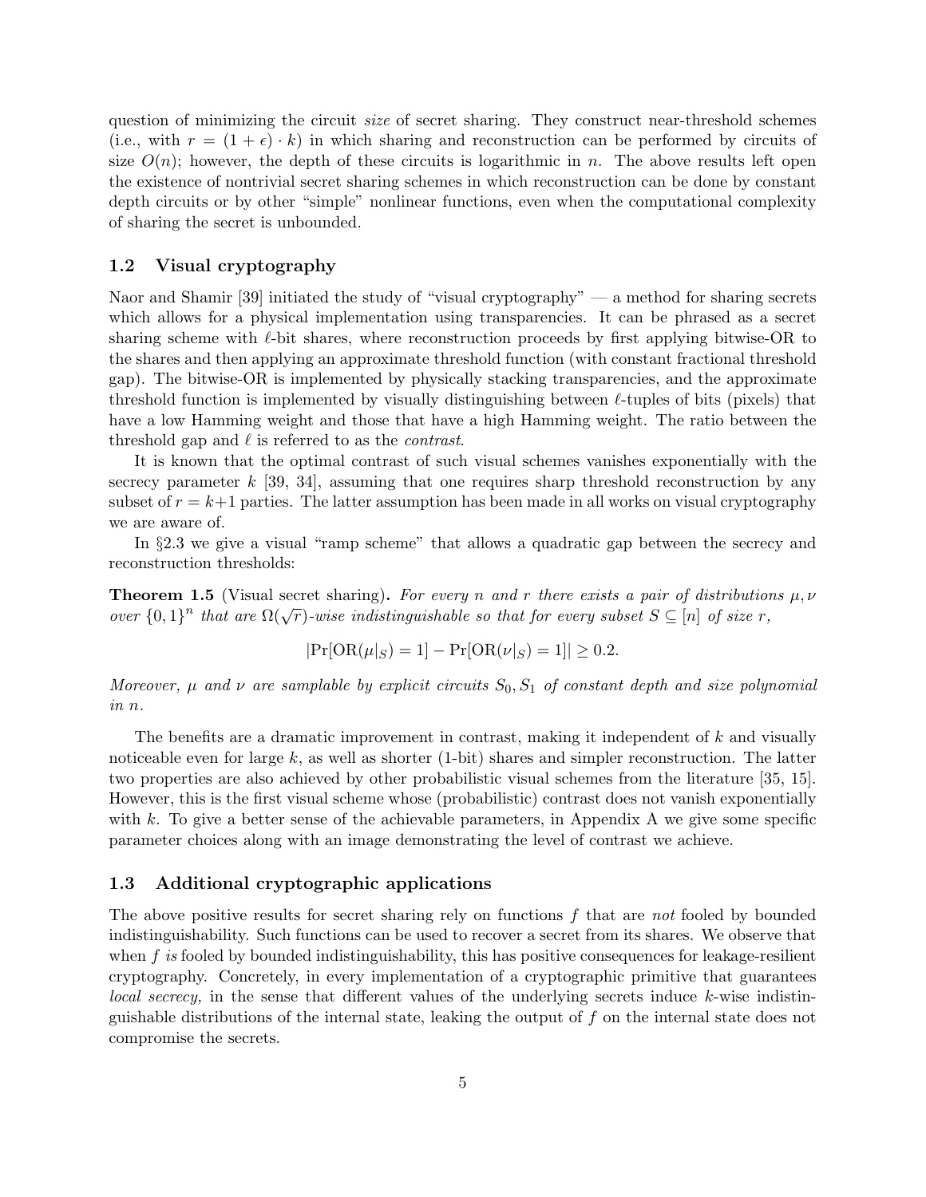question of minimizing the circuit *size* of secret sharing. They construct near-threshold schemes (i.e., with $r = (1 + \epsilon) \cdot k$) in which sharing and reconstruction can be performed by circuits of size $O(n)$; however, the depth of these circuits is logarithmic in $n$. The above results left open the existence of nontrivial secret sharing schemes in which reconstruction can be done by constant depth circuits or by other "simple" nonlinear functions, even when the computational complexity of sharing the secret is unbounded.

### 1.2 Visual cryptography

Naor and Shamir [39] initiated the study of "visual cryptography" — a method for sharing secrets which allows for a physical implementation using transparencies. It can be phrased as a secret sharing scheme with $\ell$-bit shares, where reconstruction proceeds by first applying bitwise-OR to the shares and then applying an approximate threshold function (with constant fractional threshold gap). The bitwise-OR is implemented by physically stacking transparencies, and the approximate threshold function is implemented by visually distinguishing between $\ell$-tuples of bits (pixels) that have a low Hamming weight and those that have a high Hamming weight. The ratio between the threshold gap and $\ell$ is referred to as the *contrast*.

It is known that the optimal contrast of such visual schemes vanishes exponentially with the secrecy parameter $k$ [39, 34], assuming that one requires sharp threshold reconstruction by any subset of $r = k+1$ parties. The latter assumption has been made in all works on visual cryptography we are aware of.

In §2.3 we give a visual "ramp scheme" that allows a quadratic gap between the secrecy and reconstruction thresholds:

**Theorem 1.5** (Visual secret sharing)**.** *For every $n$ and $r$ there exists a pair of distributions $\mu, \nu$ over $\{0,1\}^n$ that are $\Omega(\sqrt{r})$-wise indistinguishable so that for every subset $S \subseteq [n]$ of size $r$,*

$$|\Pr[\mathrm{OR}(\mu|_S) = 1] - \Pr[\mathrm{OR}(\nu|_S) = 1]| \geq 0.2.$$

*Moreover, $\mu$ and $\nu$ are samplable by explicit circuits $S_0, S_1$ of constant depth and size polynomial in $n$.*

The benefits are a dramatic improvement in contrast, making it independent of $k$ and visually noticeable even for large $k$, as well as shorter (1-bit) shares and simpler reconstruction. The latter two properties are also achieved by other probabilistic visual schemes from the literature [35, 15]. However, this is the first visual scheme whose (probabilistic) contrast does not vanish exponentially with $k$. To give a better sense of the achievable parameters, in Appendix A we give some specific parameter choices along with an image demonstrating the level of contrast we achieve.

### 1.3 Additional cryptographic applications

The above positive results for secret sharing rely on functions $f$ that are *not* fooled by bounded indistinguishability. Such functions can be used to recover a secret from its shares. We observe that when $f$ *is* fooled by bounded indistinguishability, this has positive consequences for leakage-resilient cryptography. Concretely, in every implementation of a cryptographic primitive that guarantees *local secrecy,* in the sense that different values of the underlying secrets induce $k$-wise indistinguishable distributions of the internal state, leaking the output of $f$ on the internal state does not compromise the secrets.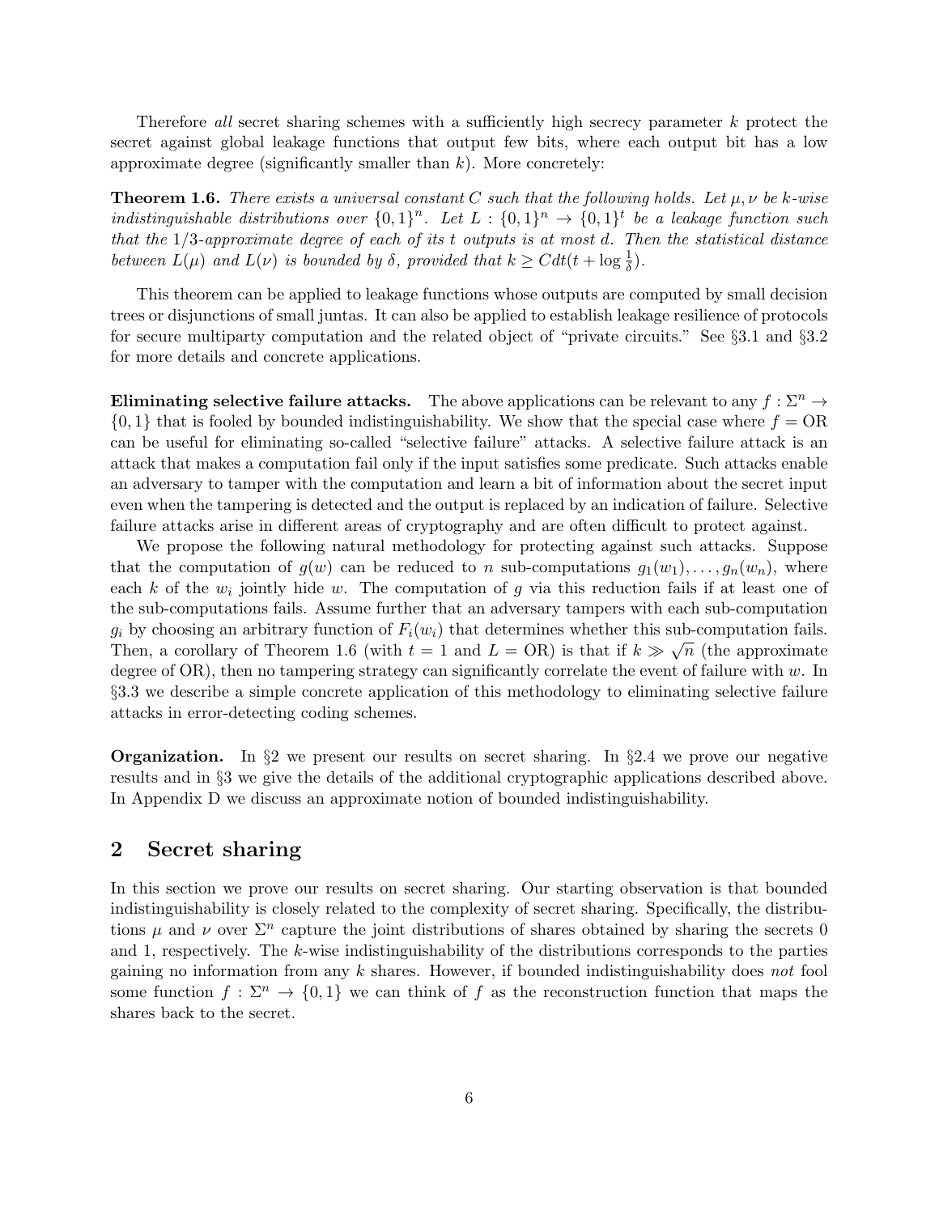Therefore *all* secret sharing schemes with a sufficiently high secrecy parameter $k$ protect the secret against global leakage functions that output few bits, where each output bit has a low approximate degree (significantly smaller than $k$). More concretely:

**Theorem 1.6.** *There exists a universal constant $C$ such that the following holds. Let $\mu, \nu$ be $k$-wise indistinguishable distributions over $\{0,1\}^n$. Let $L : \{0,1\}^n \to \{0,1\}^t$ be a leakage function such that the $1/3$-approximate degree of each of its $t$ outputs is at most $d$. Then the statistical distance between $L(\mu)$ and $L(\nu)$ is bounded by $\delta$, provided that $k \geq Cdt(t + \log \frac{1}{\delta})$.*

This theorem can be applied to leakage functions whose outputs are computed by small decision trees or disjunctions of small juntas. It can also be applied to establish leakage resilience of protocols for secure multiparty computation and the related object of "private circuits." See §3.1 and §3.2 for more details and concrete applications.

**Eliminating selective failure attacks.** The above applications can be relevant to any $f : \Sigma^n \to \{0,1\}$ that is fooled by bounded indistinguishability. We show that the special case where $f = \text{OR}$ can be useful for eliminating so-called "selective failure" attacks. A selective failure attack is an attack that makes a computation fail only if the input satisfies some predicate. Such attacks enable an adversary to tamper with the computation and learn a bit of information about the secret input even when the tampering is detected and the output is replaced by an indication of failure. Selective failure attacks arise in different areas of cryptography and are often difficult to protect against.

We propose the following natural methodology for protecting against such attacks. Suppose that the computation of $g(w)$ can be reduced to $n$ sub-computations $g_1(w_1), \ldots, g_n(w_n)$, where each $k$ of the $w_i$ jointly hide $w$. The computation of $g$ via this reduction fails if at least one of the sub-computations fails. Assume further that an adversary tampers with each sub-computation $g_i$ by choosing an arbitrary function of $F_i(w_i)$ that determines whether this sub-computation fails. Then, a corollary of Theorem 1.6 (with $t = 1$ and $L = \text{OR}$) is that if $k \gg \sqrt{n}$ (the approximate degree of OR), then no tampering strategy can significantly correlate the event of failure with $w$. In §3.3 we describe a simple concrete application of this methodology to eliminating selective failure attacks in error-detecting coding schemes.

**Organization.** In §2 we present our results on secret sharing. In §2.4 we prove our negative results and in §3 we give the details of the additional cryptographic applications described above. In Appendix D we discuss an approximate notion of bounded indistinguishability.

## 2 Secret sharing

In this section we prove our results on secret sharing. Our starting observation is that bounded indistinguishability is closely related to the complexity of secret sharing. Specifically, the distributions $\mu$ and $\nu$ over $\Sigma^n$ capture the joint distributions of shares obtained by sharing the secrets 0 and 1, respectively. The $k$-wise indistinguishability of the distributions corresponds to the parties gaining no information from any $k$ shares. However, if bounded indistinguishability does *not* fool some function $f : \Sigma^n \to \{0,1\}$ we can think of $f$ as the reconstruction function that maps the shares back to the secret.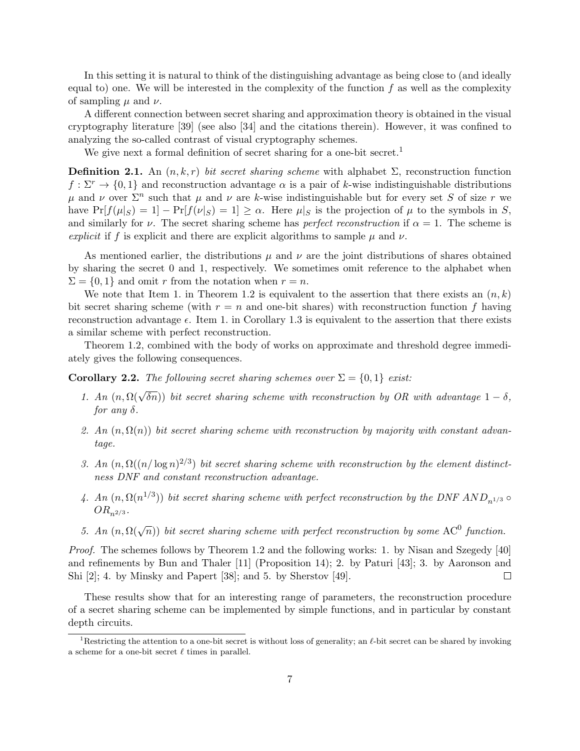In this setting it is natural to think of the distinguishing advantage as being close to (and ideally equal to) one. We will be interested in the complexity of the function $f$ as well as the complexity of sampling $\mu$ and $\nu$.

A different connection between secret sharing and approximation theory is obtained in the visual cryptography literature [39] (see also [34] and the citations therein). However, it was confined to analyzing the so-called contrast of visual cryptography schemes.

We give next a formal definition of secret sharing for a one-bit secret.[1]

**Definition 2.1.** An $(n, k, r)$ *bit secret sharing scheme* with alphabet $\Sigma$, reconstruction function $f : \Sigma^r \to \{0, 1\}$ and reconstruction advantage $\alpha$ is a pair of $k$-wise indistinguishable distributions $\mu$ and $\nu$ over $\Sigma^n$ such that $\mu$ and $\nu$ are $k$-wise indistinguishable but for every set $S$ of size $r$ we have $\Pr[f(\mu|_S) = 1] - \Pr[f(\nu|_S) = 1] \geq \alpha$. Here $\mu|_S$ is the projection of $\mu$ to the symbols in $S$, and similarly for $\nu$. The secret sharing scheme has *perfect reconstruction* if $\alpha = 1$. The scheme is *explicit* if $f$ is explicit and there are explicit algorithms to sample $\mu$ and $\nu$.

As mentioned earlier, the distributions $\mu$ and $\nu$ are the joint distributions of shares obtained by sharing the secret 0 and 1, respectively. We sometimes omit reference to the alphabet when $\Sigma = \{0, 1\}$ and omit $r$ from the notation when $r = n$.

We note that Item 1. in Theorem 1.2 is equivalent to the assertion that there exists an $(n, k)$ bit secret sharing scheme (with $r = n$ and one-bit shares) with reconstruction function $f$ having reconstruction advantage $\epsilon$. Item 1. in Corollary 1.3 is equivalent to the assertion that there exists a similar scheme with perfect reconstruction.

Theorem 1.2, combined with the body of works on approximate and threshold degree immediately gives the following consequences.

**Corollary 2.2.** *The following secret sharing schemes over $\Sigma = \{0, 1\}$ exist:*

1. *An $(n, \Omega(\sqrt{\delta n}))$ bit secret sharing scheme with reconstruction by OR with advantage $1 - \delta$, for any $\delta$.*
2. *An $(n, \Omega(n))$ bit secret sharing scheme with reconstruction by majority with constant advantage.*
3. *An $(n, \Omega((n/\log n)^{2/3})$ bit secret sharing scheme with reconstruction by the element distinctness DNF and constant reconstruction advantage.*
4. *An $(n, \Omega(n^{1/3}))$ bit secret sharing scheme with perfect reconstruction by the DNF $AND_{n^{1/3}} \circ OR_{n^{2/3}}$.*
5. *An $(n, \Omega(\sqrt{n}))$ bit secret sharing scheme with perfect reconstruction by some $\mathrm{AC}^0$ function.*

*Proof.* The schemes follows by Theorem 1.2 and the following works: 1. by Nisan and Szegedy [40] and refinements by Bun and Thaler [11] (Proposition 14); 2. by Paturi [43]; 3. by Aaronson and Shi [2]; 4. by Minsky and Papert [38]; and 5. by Sherstov [49]. □

These results show that for an interesting range of parameters, the reconstruction procedure of a secret sharing scheme can be implemented by simple functions, and in particular by constant depth circuits.

[1] Restricting the attention to a one-bit secret is without loss of generality; an $\ell$-bit secret can be shared by invoking a scheme for a one-bit secret $\ell$ times in parallel.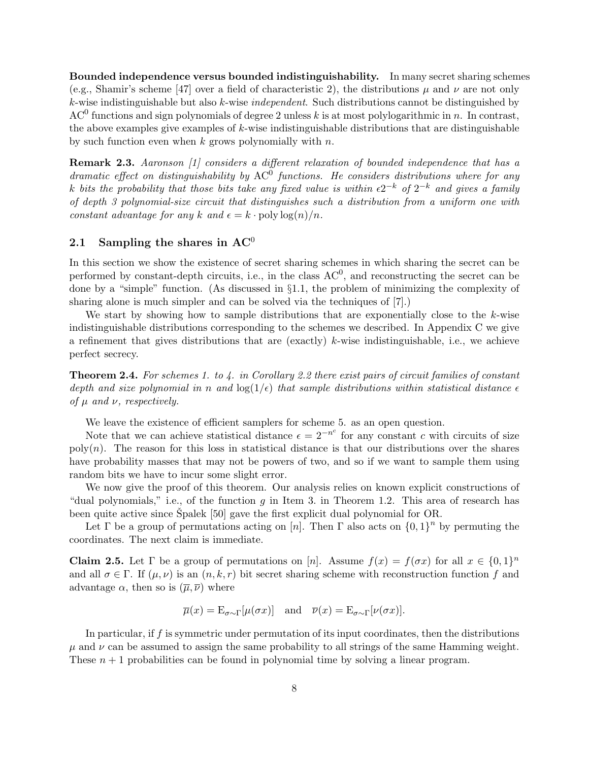**Bounded independence versus bounded indistinguishability.** In many secret sharing schemes (e.g., Shamir's scheme [47] over a field of characteristic 2), the distributions $\mu$ and $\nu$ are not only $k$-wise indistinguishable but also $k$-wise *independent*. Such distributions cannot be distinguished by $\mathrm{AC}^0$ functions and sign polynomials of degree 2 unless $k$ is at most polylogarithmic in $n$. In contrast, the above examples give examples of $k$-wise indistinguishable distributions that are distinguishable by such function even when $k$ grows polynomially with $n$.

**Remark 2.3.** *Aaronson [1] considers a different relaxation of bounded independence that has a dramatic effect on distinguishability by* $\mathrm{AC}^0$ *functions. He considers distributions where for any* $k$ *bits the probability that those bits take any fixed value is within* $\epsilon 2^{-k}$ *of* $2^{-k}$ *and gives a family of depth 3 polynomial-size circuit that distinguishes such a distribution from a uniform one with constant advantage for any* $k$ *and* $\epsilon = k \cdot \mathrm{poly}\log(n)/n$.

## 2.1 Sampling the shares in $\mathrm{AC}^0$

In this section we show the existence of secret sharing schemes in which sharing the secret can be performed by constant-depth circuits, i.e., in the class $\mathrm{AC}^0$, and reconstructing the secret can be done by a "simple" function. (As discussed in §1.1, the problem of minimizing the complexity of sharing alone is much simpler and can be solved via the techniques of [7].)

We start by showing how to sample distributions that are exponentially close to the $k$-wise indistinguishable distributions corresponding to the schemes we described. In Appendix C we give a refinement that gives distributions that are (exactly) $k$-wise indistinguishable, i.e., we achieve perfect secrecy.

**Theorem 2.4.** *For schemes 1. to 4. in Corollary 2.2 there exist pairs of circuit families of constant depth and size polynomial in* $n$ *and* $\log(1/\epsilon)$ *that sample distributions within statistical distance* $\epsilon$ *of* $\mu$ *and* $\nu$*, respectively.*

We leave the existence of efficient samplers for scheme 5. as an open question.

Note that we can achieve statistical distance $\epsilon = 2^{-n^c}$ for any constant $c$ with circuits of size $\mathrm{poly}(n)$. The reason for this loss in statistical distance is that our distributions over the shares have probability masses that may not be powers of two, and so if we want to sample them using random bits we have to incur some slight error.

We now give the proof of this theorem. Our analysis relies on known explicit constructions of "dual polynomials," i.e., of the function $g$ in Item 3. in Theorem 1.2. This area of research has been quite active since Špalek [50] gave the first explicit dual polynomial for OR.

Let $\Gamma$ be a group of permutations acting on $[n]$. Then $\Gamma$ also acts on $\{0,1\}^n$ by permuting the coordinates. The next claim is immediate.

**Claim 2.5.** Let $\Gamma$ be a group of permutations on $[n]$. Assume $f(x) = f(\sigma x)$ for all $x \in \{0,1\}^n$ and all $\sigma \in \Gamma$. If $(\mu, \nu)$ is an $(n, k, r)$ bit secret sharing scheme with reconstruction function $f$ and advantage $\alpha$, then so is $(\overline{\mu}, \overline{\nu})$ where

$$\overline{\mu}(x) = \mathrm{E}_{\sigma \sim \Gamma}[\mu(\sigma x)] \quad \text{and} \quad \overline{\nu}(x) = \mathrm{E}_{\sigma \sim \Gamma}[\nu(\sigma x)].$$

In particular, if $f$ is symmetric under permutation of its input coordinates, then the distributions $\mu$ and $\nu$ can be assumed to assign the same probability to all strings of the same Hamming weight. These $n+1$ probabilities can be found in polynomial time by solving a linear program.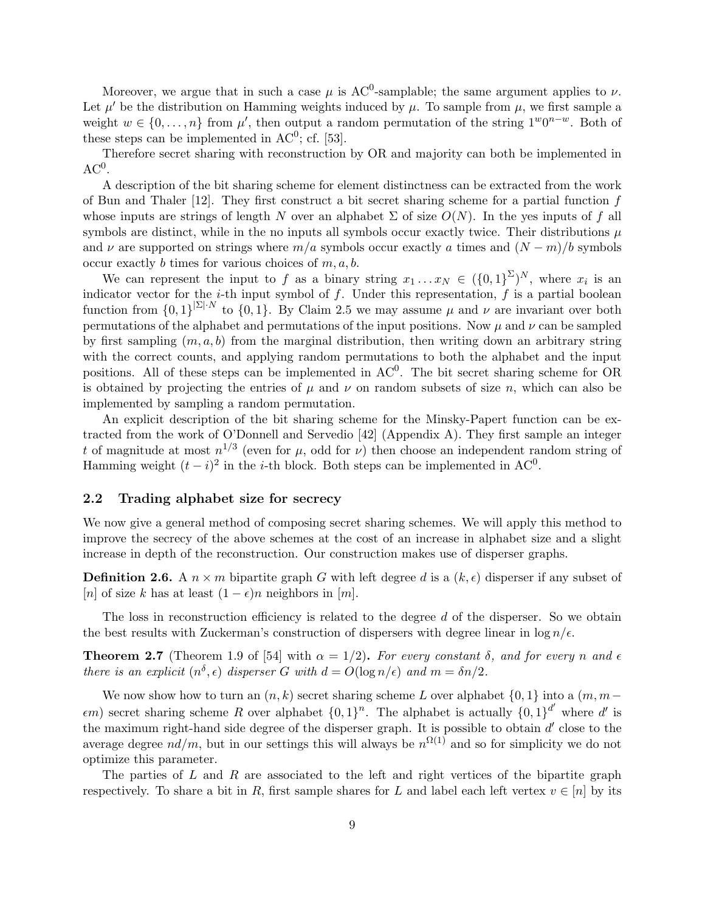Moreover, we argue that in such a case $\mu$ is $\mathrm{AC}^0$-samplable; the same argument applies to $\nu$. Let $\mu'$ be the distribution on Hamming weights induced by $\mu$. To sample from $\mu$, we first sample a weight $w \in \{0, \ldots, n\}$ from $\mu'$, then output a random permutation of the string $1^w 0^{n-w}$. Both of these steps can be implemented in $\mathrm{AC}^0$; cf. [53].

Therefore secret sharing with reconstruction by OR and majority can both be implemented in $\mathrm{AC}^0$.

A description of the bit sharing scheme for element distinctness can be extracted from the work of Bun and Thaler [12]. They first construct a bit secret sharing scheme for a partial function $f$ whose inputs are strings of length $N$ over an alphabet $\Sigma$ of size $O(N)$. In the yes inputs of $f$ all symbols are distinct, while in the no inputs all symbols occur exactly twice. Their distributions $\mu$ and $\nu$ are supported on strings where $m/a$ symbols occur exactly $a$ times and $(N-m)/b$ symbols occur exactly $b$ times for various choices of $m, a, b$.

We can represent the input to $f$ as a binary string $x_1 \ldots x_N \in (\{0,1\}^\Sigma)^N$, where $x_i$ is an indicator vector for the $i$-th input symbol of $f$. Under this representation, $f$ is a partial boolean function from $\{0,1\}^{|\Sigma| \cdot N}$ to $\{0,1\}$. By Claim 2.5 we may assume $\mu$ and $\nu$ are invariant over both permutations of the alphabet and permutations of the input positions. Now $\mu$ and $\nu$ can be sampled by first sampling $(m, a, b)$ from the marginal distribution, then writing down an arbitrary string with the correct counts, and applying random permutations to both the alphabet and the input positions. All of these steps can be implemented in $\mathrm{AC}^0$. The bit secret sharing scheme for OR is obtained by projecting the entries of $\mu$ and $\nu$ on random subsets of size $n$, which can also be implemented by sampling a random permutation.

An explicit description of the bit sharing scheme for the Minsky-Papert function can be extracted from the work of O'Donnell and Servedio [42] (Appendix A). They first sample an integer $t$ of magnitude at most $n^{1/3}$ (even for $\mu$, odd for $\nu$) then choose an independent random string of Hamming weight $(t-i)^2$ in the $i$-th block. Both steps can be implemented in $\mathrm{AC}^0$.

## 2.2 Trading alphabet size for secrecy

We now give a general method of composing secret sharing schemes. We will apply this method to improve the secrecy of the above schemes at the cost of an increase in alphabet size and a slight increase in depth of the reconstruction. Our construction makes use of disperser graphs.

**Definition 2.6.** A $n \times m$ bipartite graph $G$ with left degree $d$ is a $(k, \epsilon)$ disperser if any subset of $[n]$ of size $k$ has at least $(1-\epsilon)n$ neighbors in $[m]$.

The loss in reconstruction efficiency is related to the degree $d$ of the disperser. So we obtain the best results with Zuckerman's construction of dispersers with degree linear in $\log n/\epsilon$.

**Theorem 2.7** (Theorem 1.9 of [54] with $\alpha = 1/2$)**.** *For every constant $\delta$, and for every $n$ and $\epsilon$ there is an explicit $(n^\delta, \epsilon)$ disperser $G$ with $d = O(\log n/\epsilon)$ and $m = \delta n/2$.*

We now show how to turn an $(n, k)$ secret sharing scheme $L$ over alphabet $\{0,1\}$ into a $(m, m - \epsilon m)$ secret sharing scheme $R$ over alphabet $\{0,1\}^n$. The alphabet is actually $\{0,1\}^{d'}$ where $d'$ is the maximum right-hand side degree of the disperser graph. It is possible to obtain $d'$ close to the average degree $nd/m$, but in our settings this will always be $n^{\Omega(1)}$ and so for simplicity we do not optimize this parameter.

The parties of $L$ and $R$ are associated to the left and right vertices of the bipartite graph respectively. To share a bit in $R$, first sample shares for $L$ and label each left vertex $v \in [n]$ by its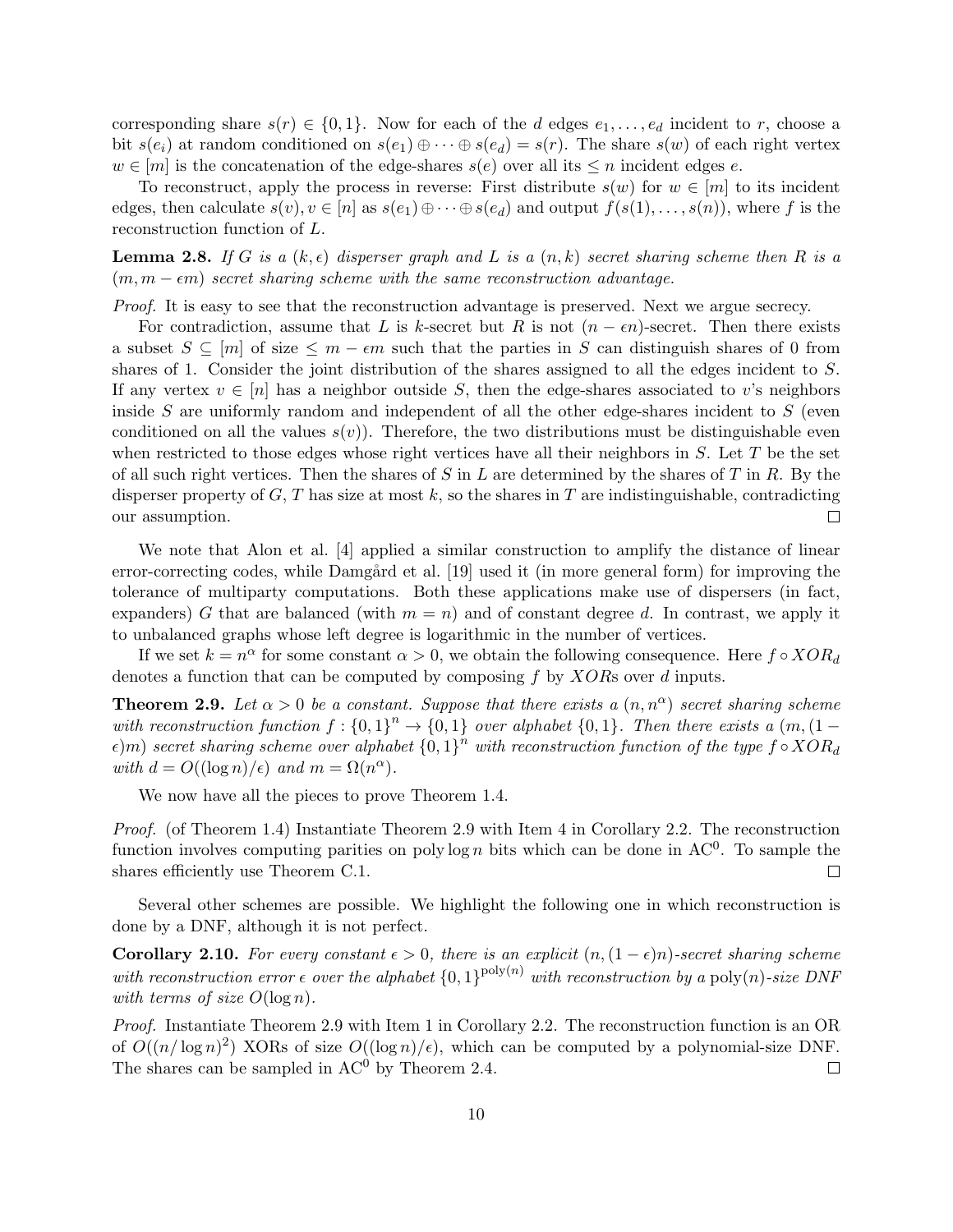corresponding share $s(r) \in \{0,1\}$. Now for each of the $d$ edges $e_1, \ldots, e_d$ incident to $r$, choose a bit $s(e_i)$ at random conditioned on $s(e_1) \oplus \cdots \oplus s(e_d) = s(r)$. The share $s(w)$ of each right vertex $w \in [m]$ is the concatenation of the edge-shares $s(e)$ over all its $\leq n$ incident edges $e$.

To reconstruct, apply the process in reverse: First distribute $s(w)$ for $w \in [m]$ to its incident edges, then calculate $s(v), v \in [n]$ as $s(e_1) \oplus \cdots \oplus s(e_d)$ and output $f(s(1), \ldots, s(n))$, where $f$ is the reconstruction function of $L$.

**Lemma 2.8.** *If $G$ is a $(k, \epsilon)$ disperser graph and $L$ is a $(n, k)$ secret sharing scheme then $R$ is a $(m, m - \epsilon m)$ secret sharing scheme with the same reconstruction advantage.*

*Proof.* It is easy to see that the reconstruction advantage is preserved. Next we argue secrecy.

For contradiction, assume that $L$ is $k$-secret but $R$ is not $(n - \epsilon n)$-secret. Then there exists a subset $S \subseteq [m]$ of size $\leq m - \epsilon m$ such that the parties in $S$ can distinguish shares of 0 from shares of 1. Consider the joint distribution of the shares assigned to all the edges incident to $S$. If any vertex $v \in [n]$ has a neighbor outside $S$, then the edge-shares associated to $v$'s neighbors inside $S$ are uniformly random and independent of all the other edge-shares incident to $S$ (even conditioned on all the values $s(v)$). Therefore, the two distributions must be distinguishable even when restricted to those edges whose right vertices have all their neighbors in $S$. Let $T$ be the set of all such right vertices. Then the shares of $S$ in $L$ are determined by the shares of $T$ in $R$. By the disperser property of $G$, $T$ has size at most $k$, so the shares in $T$ are indistinguishable, contradicting our assumption. $\square$

We note that Alon et al. [4] applied a similar construction to amplify the distance of linear error-correcting codes, while Damgård et al. [19] used it (in more general form) for improving the tolerance of multiparty computations. Both these applications make use of dispersers (in fact, expanders) $G$ that are balanced (with $m = n$) and of constant degree $d$. In contrast, we apply it to unbalanced graphs whose left degree is logarithmic in the number of vertices.

If we set $k = n^{\alpha}$ for some constant $\alpha > 0$, we obtain the following consequence. Here $f \circ XOR_d$ denotes a function that can be computed by composing $f$ by $XOR$s over $d$ inputs.

**Theorem 2.9.** *Let $\alpha > 0$ be a constant. Suppose that there exists a $(n, n^{\alpha})$ secret sharing scheme with reconstruction function $f : \{0,1\}^n \to \{0,1\}$ over alphabet $\{0,1\}$. Then there exists a $(m, (1 - \epsilon)m)$ secret sharing scheme over alphabet $\{0,1\}^n$ with reconstruction function of the type $f \circ XOR_d$ with $d = O((\log n)/\epsilon)$ and $m = \Omega(n^{\alpha})$.*

We now have all the pieces to prove Theorem 1.4.

*Proof.* (of Theorem 1.4) Instantiate Theorem 2.9 with Item 4 in Corollary 2.2. The reconstruction function involves computing parities on $\operatorname{poly}\log n$ bits which can be done in $\mathrm{AC}^0$. To sample the shares efficiently use Theorem C.1. $\square$

Several other schemes are possible. We highlight the following one in which reconstruction is done by a DNF, although it is not perfect.

**Corollary 2.10.** *For every constant $\epsilon > 0$, there is an explicit $(n, (1 - \epsilon)n)$-secret sharing scheme with reconstruction error $\epsilon$ over the alphabet $\{0,1\}^{\mathrm{poly}(n)}$ with reconstruction by a $\mathrm{poly}(n)$-size DNF with terms of size $O(\log n)$.*

*Proof.* Instantiate Theorem 2.9 with Item 1 in Corollary 2.2. The reconstruction function is an OR of $O((n/\log n)^2)$ XORs of size $O((\log n)/\epsilon)$, which can be computed by a polynomial-size DNF. The shares can be sampled in $\mathrm{AC}^0$ by Theorem 2.4. $\square$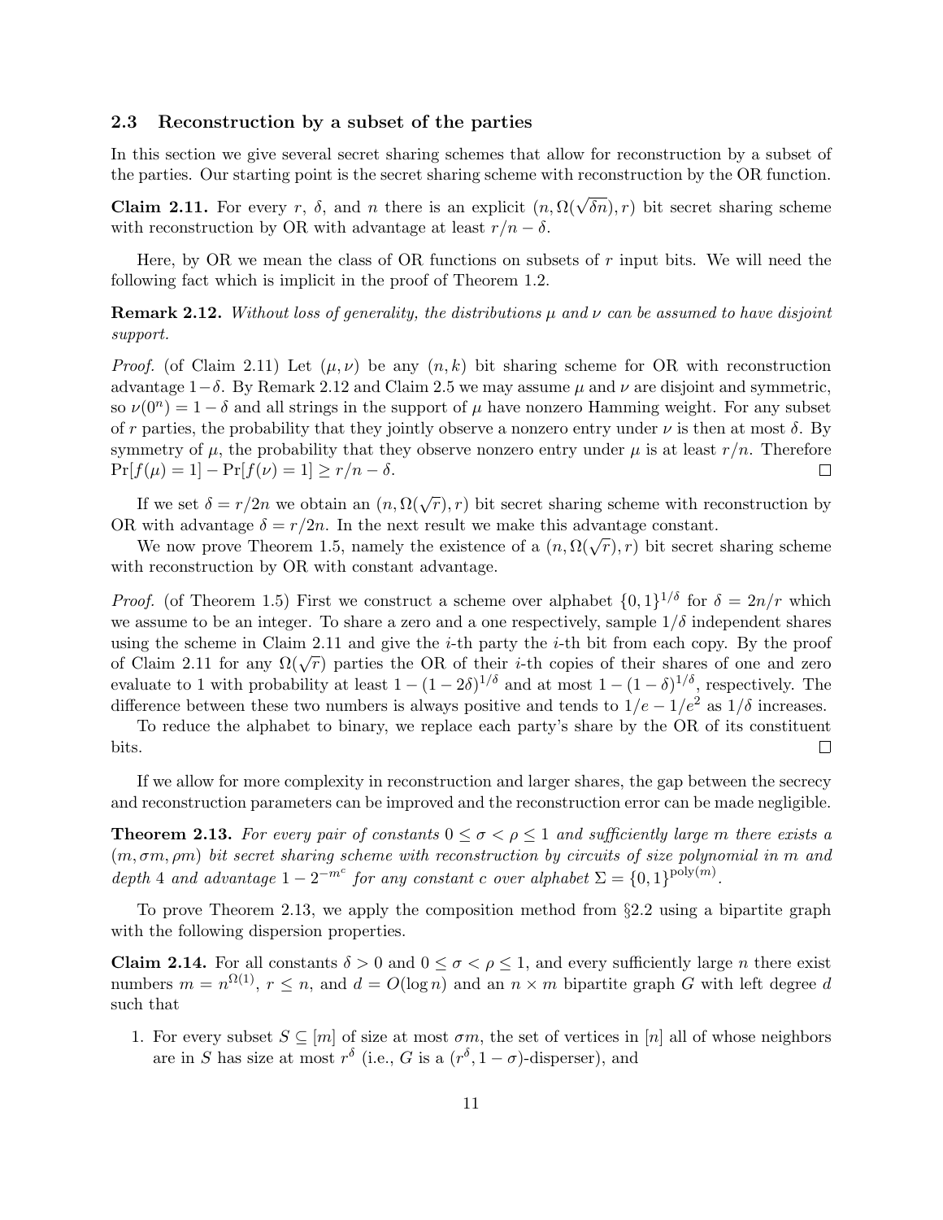### 2.3 Reconstruction by a subset of the parties

In this section we give several secret sharing schemes that allow for reconstruction by a subset of the parties. Our starting point is the secret sharing scheme with reconstruction by the OR function.

**Claim 2.11.** For every $r$, $\delta$, and $n$ there is an explicit $(n, \Omega(\sqrt{\delta n}), r)$ bit secret sharing scheme with reconstruction by OR with advantage at least $r/n - \delta$.

Here, by OR we mean the class of OR functions on subsets of $r$ input bits. We will need the following fact which is implicit in the proof of Theorem 1.2.

**Remark 2.12.** *Without loss of generality, the distributions $\mu$ and $\nu$ can be assumed to have disjoint support.*

*Proof.* (of Claim 2.11) Let $(\mu, \nu)$ be any $(n, k)$ bit sharing scheme for OR with reconstruction advantage $1-\delta$. By Remark 2.12 and Claim 2.5 we may assume $\mu$ and $\nu$ are disjoint and symmetric, so $\nu(0^n) = 1 - \delta$ and all strings in the support of $\mu$ have nonzero Hamming weight. For any subset of $r$ parties, the probability that they jointly observe a nonzero entry under $\nu$ is then at most $\delta$. By symmetry of $\mu$, the probability that they observe nonzero entry under $\mu$ is at least $r/n$. Therefore $\Pr[f(\mu) = 1] - \Pr[f(\nu) = 1] \geq r/n - \delta$. □

If we set $\delta = r/2n$ we obtain an $(n, \Omega(\sqrt{r}), r)$ bit secret sharing scheme with reconstruction by OR with advantage $\delta = r/2n$. In the next result we make this advantage constant.

We now prove Theorem 1.5, namely the existence of a $(n, \Omega(\sqrt{r}), r)$ bit secret sharing scheme with reconstruction by OR with constant advantage.

*Proof.* (of Theorem 1.5) First we construct a scheme over alphabet $\{0,1\}^{1/\delta}$ for $\delta = 2n/r$ which we assume to be an integer. To share a zero and a one respectively, sample $1/\delta$ independent shares using the scheme in Claim 2.11 and give the $i$-th party the $i$-th bit from each copy. By the proof of Claim 2.11 for any $\Omega(\sqrt{r})$ parties the OR of their $i$-th copies of their shares of one and zero evaluate to 1 with probability at least $1 - (1 - 2\delta)^{1/\delta}$ and at most $1 - (1 - \delta)^{1/\delta}$, respectively. The difference between these two numbers is always positive and tends to $1/e - 1/e^2$ as $1/\delta$ increases.

To reduce the alphabet to binary, we replace each party's share by the OR of its constituent bits. □

If we allow for more complexity in reconstruction and larger shares, the gap between the secrecy and reconstruction parameters can be improved and the reconstruction error can be made negligible.

**Theorem 2.13.** *For every pair of constants $0 \leq \sigma < \rho \leq 1$ and sufficiently large $m$ there exists a $(m, \sigma m, \rho m)$ bit secret sharing scheme with reconstruction by circuits of size polynomial in $m$ and depth 4 and advantage $1 - 2^{-m^c}$ for any constant $c$ over alphabet $\Sigma = \{0,1\}^{\mathrm{poly}(m)}$.*

To prove Theorem 2.13, we apply the composition method from §2.2 using a bipartite graph with the following dispersion properties.

**Claim 2.14.** For all constants $\delta > 0$ and $0 \leq \sigma < \rho \leq 1$, and every sufficiently large $n$ there exist numbers $m = n^{\Omega(1)}$, $r \leq n$, and $d = O(\log n)$ and an $n \times m$ bipartite graph $G$ with left degree $d$ such that

1. For every subset $S \subseteq [m]$ of size at most $\sigma m$, the set of vertices in $[n]$ all of whose neighbors are in $S$ has size at most $r^\delta$ (i.e., $G$ is a $(r^\delta, 1 - \sigma)$-disperser), and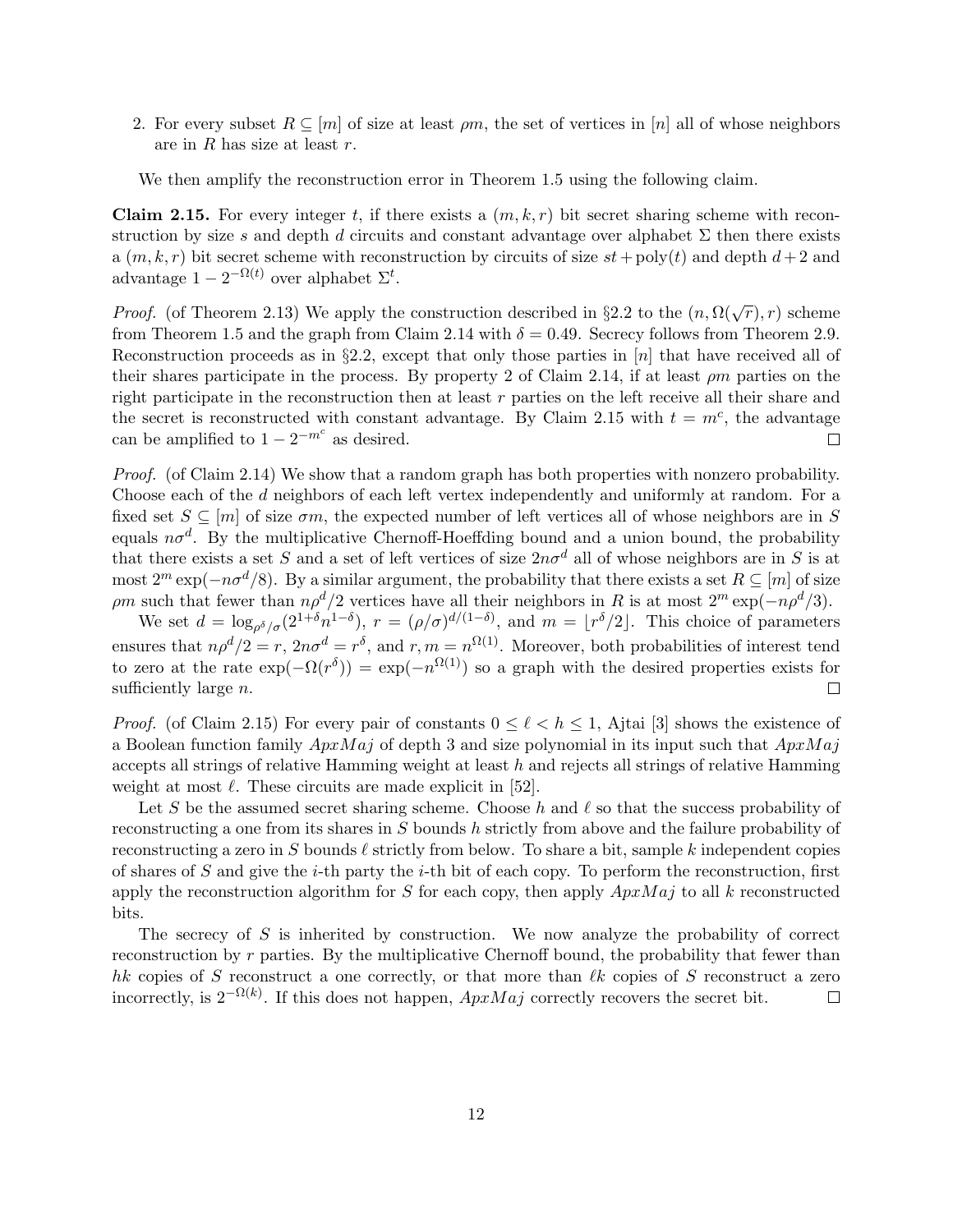2. For every subset $R \subseteq [m]$ of size at least $\rho m$, the set of vertices in $[n]$ all of whose neighbors are in $R$ has size at least $r$.

We then amplify the reconstruction error in Theorem 1.5 using the following claim.

**Claim 2.15.** For every integer $t$, if there exists a $(m, k, r)$ bit secret sharing scheme with reconstruction by size $s$ and depth $d$ circuits and constant advantage over alphabet $\Sigma$ then there exists a $(m, k, r)$ bit secret scheme with reconstruction by circuits of size $st + \text{poly}(t)$ and depth $d + 2$ and advantage $1 - 2^{-\Omega(t)}$ over alphabet $\Sigma^t$.

*Proof.* (of Theorem 2.13) We apply the construction described in §2.2 to the $(n, \Omega(\sqrt{r}), r)$ scheme from Theorem 1.5 and the graph from Claim 2.14 with $\delta = 0.49$. Secrecy follows from Theorem 2.9. Reconstruction proceeds as in §2.2, except that only those parties in $[n]$ that have received all of their shares participate in the process. By property 2 of Claim 2.14, if at least $\rho m$ parties on the right participate in the reconstruction then at least $r$ parties on the left receive all their share and the secret is reconstructed with constant advantage. By Claim 2.15 with $t = m^c$, the advantage can be amplified to $1 - 2^{-m^c}$ as desired. □

*Proof.* (of Claim 2.14) We show that a random graph has both properties with nonzero probability. Choose each of the $d$ neighbors of each left vertex independently and uniformly at random. For a fixed set $S \subseteq [m]$ of size $\sigma m$, the expected number of left vertices all of whose neighbors are in $S$ equals $n\sigma^d$. By the multiplicative Chernoff-Hoeffding bound and a union bound, the probability that there exists a set $S$ and a set of left vertices of size $2n\sigma^d$ all of whose neighbors are in $S$ is at most $2^m \exp(-n\sigma^d/8)$. By a similar argument, the probability that there exists a set $R \subseteq [m]$ of size $\rho m$ such that fewer than $n\rho^d/2$ vertices have all their neighbors in $R$ is at most $2^m \exp(-n\rho^d/3)$.

We set $d = \log_{\rho^\delta/\sigma}(2^{1+\delta}n^{1-\delta})$, $r = (\rho/\sigma)^{d/(1-\delta)}$, and $m = \lfloor r^\delta/2 \rfloor$. This choice of parameters ensures that $n\rho^d/2 = r$, $2n\sigma^d = r^\delta$, and $r, m = n^{\Omega(1)}$. Moreover, both probabilities of interest tend to zero at the rate $\exp(-\Omega(r^\delta)) = \exp(-n^{\Omega(1)})$ so a graph with the desired properties exists for sufficiently large $n$. □

*Proof.* (of Claim 2.15) For every pair of constants $0 \leq \ell < h \leq 1$, Ajtai [3] shows the existence of a Boolean function family $ApxMaj$ of depth 3 and size polynomial in its input such that $ApxMaj$ accepts all strings of relative Hamming weight at least $h$ and rejects all strings of relative Hamming weight at most $\ell$. These circuits are made explicit in [52].

Let $S$ be the assumed secret sharing scheme. Choose $h$ and $\ell$ so that the success probability of reconstructing a one from its shares in $S$ bounds $h$ strictly from above and the failure probability of reconstructing a zero in $S$ bounds $\ell$ strictly from below. To share a bit, sample $k$ independent copies of shares of $S$ and give the $i$-th party the $i$-th bit of each copy. To perform the reconstruction, first apply the reconstruction algorithm for $S$ for each copy, then apply $ApxMaj$ to all $k$ reconstructed bits.

The secrecy of $S$ is inherited by construction. We now analyze the probability of correct reconstruction by $r$ parties. By the multiplicative Chernoff bound, the probability that fewer than $hk$ copies of $S$ reconstruct a one correctly, or that more than $\ell k$ copies of $S$ reconstruct a zero incorrectly, is $2^{-\Omega(k)}$. If this does not happen, $ApxMaj$ correctly recovers the secret bit. □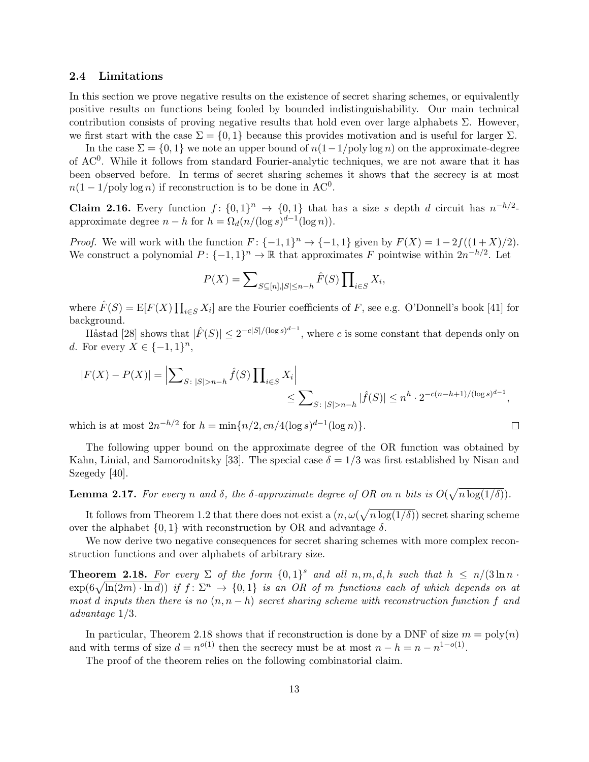### 2.4 Limitations

In this section we prove negative results on the existence of secret sharing schemes, or equivalently positive results on functions being fooled by bounded indistinguishability. Our main technical contribution consists of proving negative results that hold even over large alphabets $\Sigma$. However, we first start with the case $\Sigma = \{0,1\}$ because this provides motivation and is useful for larger $\Sigma$.

In the case $\Sigma = \{0,1\}$ we note an upper bound of $n(1-1/\text{poly}\log n)$ on the approximate-degree of $\text{AC}^0$. While it follows from standard Fourier-analytic techniques, we are not aware that it has been observed before. In terms of secret sharing schemes it shows that the secrecy is at most $n(1-1/\text{poly}\log n)$ if reconstruction is to be done in $\text{AC}^0$.

**Claim 2.16.** Every function $f\colon \{0,1\}^n \to \{0,1\}$ that has a size $s$ depth $d$ circuit has $n^{-h/2}$-approximate degree $n-h$ for $h = \Omega_d(n/(\log s)^{d-1}(\log n))$.

*Proof.* We will work with the function $F\colon \{-1,1\}^n \to \{-1,1\}$ given by $F(X) = 1-2f((1+X)/2)$. We construct a polynomial $P\colon \{-1,1\}^n \to \mathbb{R}$ that approximates $F$ pointwise within $2n^{-h/2}$. Let

$$P(X) = \sum\nolimits_{S\subseteq[n],|S|\le n-h} \hat{F}(S)\prod\nolimits_{i\in S} X_i,$$

where $\hat{F}(S) = \text{E}[F(X)\prod_{i\in S} X_i]$ are the Fourier coefficients of $F$, see e.g. O'Donnell's book [41] for background.

Håstad [28] shows that $|\hat{F}(S)| \le 2^{-c|S|/(\log s)^{d-1}}$, where $c$ is some constant that depends only on $d$. For every $X \in \{-1,1\}^n$,

$$|F(X) - P(X)| = \left|\sum\nolimits_{S\colon |S|>n-h} \hat{f}(S)\prod\nolimits_{i\in S} X_i\right| \le \sum\nolimits_{S\colon |S|>n-h} |\hat{f}(S)| \le n^h \cdot 2^{-c(n-h+1)/(\log s)^{d-1}},$$

which is at most $2n^{-h/2}$ for $h = \min\{n/2, cn/4(\log s)^{d-1}(\log n)\}$. ∎

The following upper bound on the approximate degree of the OR function was obtained by Kahn, Linial, and Samorodnitsky [33]. The special case $\delta = 1/3$ was first established by Nisan and Szegedy [40].

**Lemma 2.17.** *For every $n$ and $\delta$, the $\delta$-approximate degree of OR on $n$ bits is $O(\sqrt{n\log(1/\delta)})$.*

It follows from Theorem 1.2 that there does not exist a $(n, \omega(\sqrt{n\log(1/\delta)})$ secret sharing scheme over the alphabet $\{0,1\}$ with reconstruction by OR and advantage $\delta$.

We now derive two negative consequences for secret sharing schemes with more complex reconstruction functions and over alphabets of arbitrary size.

**Theorem 2.18.** *For every $\Sigma$ of the form $\{0,1\}^s$ and all $n, m, d, h$ such that $h \le n/(3\ln n \cdot \exp(6\sqrt{\ln(2m)\cdot\ln d}))$ if $f\colon \Sigma^n \to \{0,1\}$ is an OR of $m$ functions each of which depends on at most $d$ inputs then there is no $(n, n-h)$ secret sharing scheme with reconstruction function $f$ and advantage $1/3$.*

In particular, Theorem 2.18 shows that if reconstruction is done by a DNF of size $m = \text{poly}(n)$ and with terms of size $d = n^{o(1)}$ then the secrecy must be at most $n - h = n - n^{1-o(1)}$.

The proof of the theorem relies on the following combinatorial claim.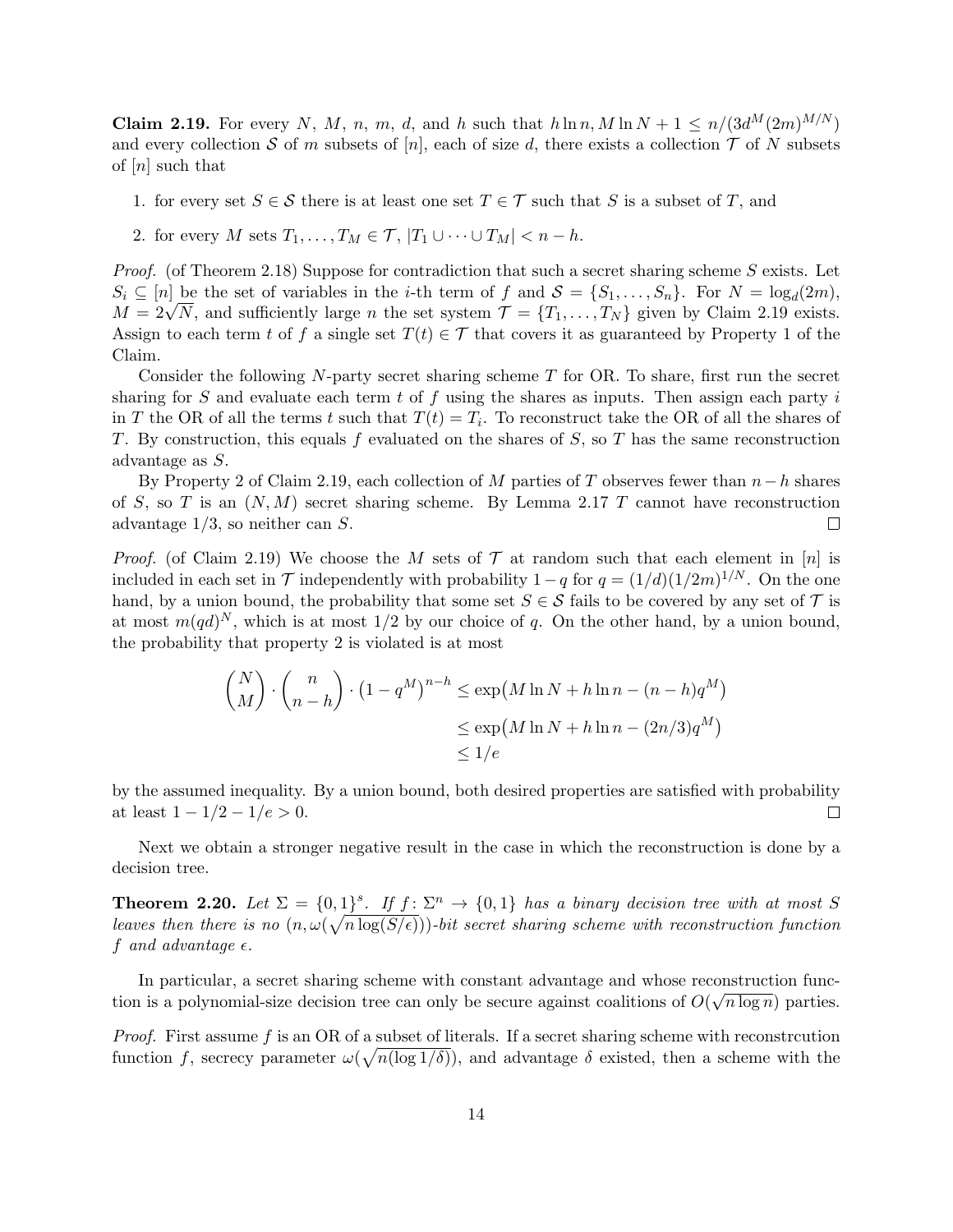**Claim 2.19.** For every $N$, $M$, $n$, $m$, $d$, and $h$ such that $h \ln n, M \ln N + 1 \leq n/(3d^M (2m)^{M/N})$ and every collection $\mathcal{S}$ of $m$ subsets of $[n]$, each of size $d$, there exists a collection $\mathcal{T}$ of $N$ subsets of $[n]$ such that

1. for every set $S \in \mathcal{S}$ there is at least one set $T \in \mathcal{T}$ such that $S$ is a subset of $T$, and
2. for every $M$ sets $T_1, \ldots, T_M \in \mathcal{T}$, $|T_1 \cup \cdots \cup T_M| < n - h$.

*Proof.* (of Theorem 2.18) Suppose for contradiction that such a secret sharing scheme $S$ exists. Let $S_i \subseteq [n]$ be the set of variables in the $i$-th term of $f$ and $\mathcal{S} = \{S_1, \ldots, S_n\}$. For $N = \log_d(2m)$, $M = 2\sqrt{N}$, and sufficiently large $n$ the set system $\mathcal{T} = \{T_1, \ldots, T_N\}$ given by Claim 2.19 exists. Assign to each term $t$ of $f$ a single set $T(t) \in \mathcal{T}$ that covers it as guaranteed by Property 1 of the Claim.

Consider the following $N$-party secret sharing scheme $T$ for OR. To share, first run the secret sharing for $S$ and evaluate each term $t$ of $f$ using the shares as inputs. Then assign each party $i$ in $T$ the OR of all the terms $t$ such that $T(t) = T_i$. To reconstruct take the OR of all the shares of $T$. By construction, this equals $f$ evaluated on the shares of $S$, so $T$ has the same reconstruction advantage as $S$.

By Property 2 of Claim 2.19, each collection of $M$ parties of $T$ observes fewer than $n - h$ shares of $S$, so $T$ is an $(N, M)$ secret sharing scheme. By Lemma 2.17 $T$ cannot have reconstruction advantage $1/3$, so neither can $S$. $\square$

*Proof.* (of Claim 2.19) We choose the $M$ sets of $\mathcal{T}$ at random such that each element in $[n]$ is included in each set in $\mathcal{T}$ independently with probability $1 - q$ for $q = (1/d)(1/2m)^{1/N}$. On the one hand, by a union bound, the probability that some set $S \in \mathcal{S}$ fails to be covered by any set of $\mathcal{T}$ is at most $m(qd)^N$, which is at most $1/2$ by our choice of $q$. On the other hand, by a union bound, the probability that property 2 is violated is at most

$$
\begin{aligned}
\binom{N}{M} \cdot \binom{n}{n-h} \cdot \left(1 - q^M\right)^{n-h} &\leq \exp\bigl(M \ln N + h \ln n - (n-h) q^M\bigr) \\
&\leq \exp\bigl(M \ln N + h \ln n - (2n/3) q^M\bigr) \\
&\leq 1/e
\end{aligned}
$$

by the assumed inequality. By a union bound, both desired properties are satisfied with probability at least $1 - 1/2 - 1/e > 0$. $\square$

Next we obtain a stronger negative result in the case in which the reconstruction is done by a decision tree.

**Theorem 2.20.** *Let $\Sigma = \{0,1\}^s$. If $f \colon \Sigma^n \to \{0,1\}$ has a binary decision tree with at most $S$ leaves then there is no $(n, \omega(\sqrt{n \log(S/\epsilon)}))$-bit secret sharing scheme with reconstruction function $f$ and advantage $\epsilon$.*

In particular, a secret sharing scheme with constant advantage and whose reconstruction function is a polynomial-size decision tree can only be secure against coalitions of $O(\sqrt{n \log n})$ parties.

*Proof.* First assume $f$ is an OR of a subset of literals. If a secret sharing scheme with reconstrcution function $f$, secrecy parameter $\omega(\sqrt{n(\log 1/\delta)})$, and advantage $\delta$ existed, then a scheme with the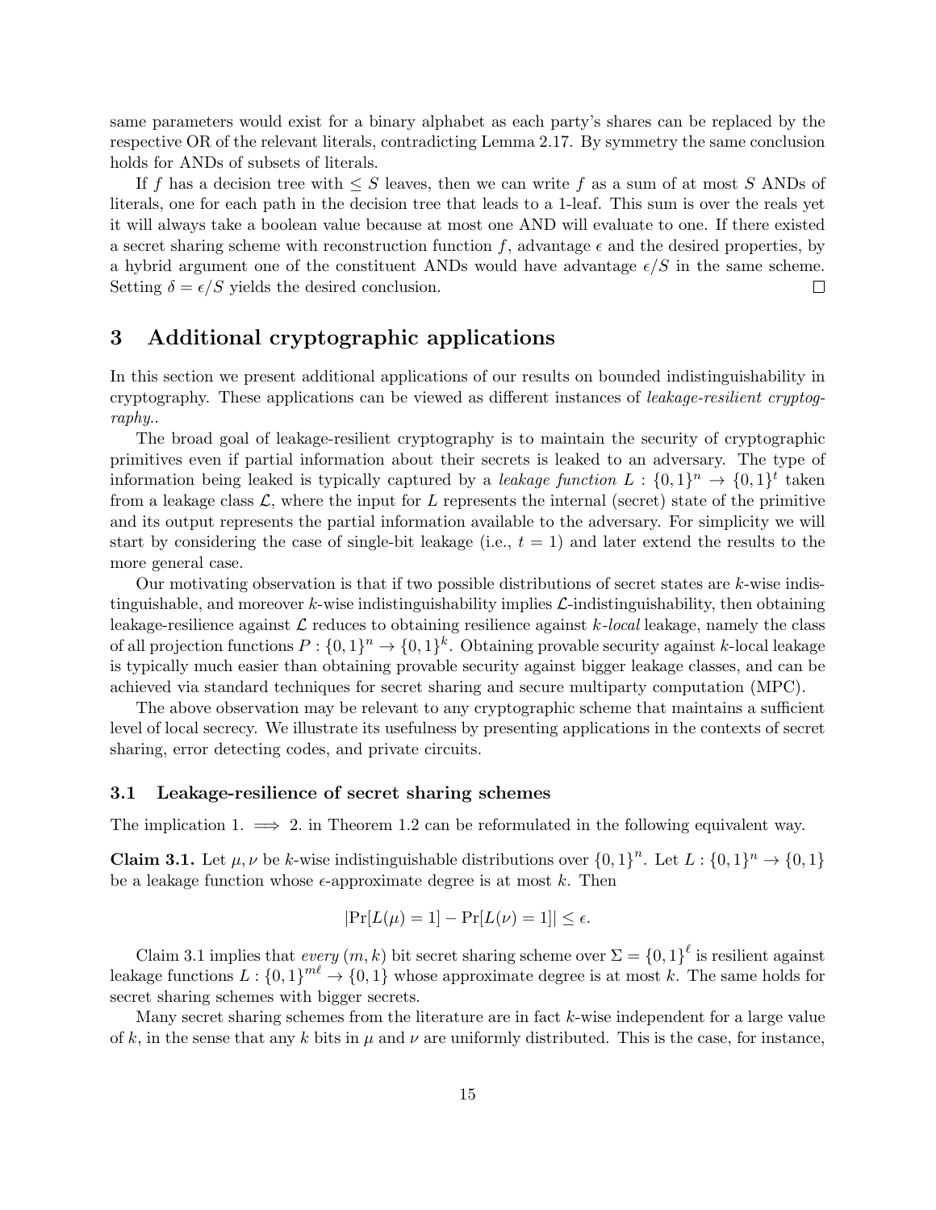same parameters would exist for a binary alphabet as each party's shares can be replaced by the respective OR of the relevant literals, contradicting Lemma 2.17. By symmetry the same conclusion holds for ANDs of subsets of literals.

If $f$ has a decision tree with $\leq S$ leaves, then we can write $f$ as a sum of at most $S$ ANDs of literals, one for each path in the decision tree that leads to a 1-leaf. This sum is over the reals yet it will always take a boolean value because at most one AND will evaluate to one. If there existed a secret sharing scheme with reconstruction function $f$, advantage $\epsilon$ and the desired properties, by a hybrid argument one of the constituent ANDs would have advantage $\epsilon/S$ in the same scheme. Setting $\delta = \epsilon/S$ yields the desired conclusion. □

# 3 Additional cryptographic applications

In this section we present additional applications of our results on bounded indistinguishability in cryptography. These applications can be viewed as different instances of *leakage-resilient cryptography.*.

The broad goal of leakage-resilient cryptography is to maintain the security of cryptographic primitives even if partial information about their secrets is leaked to an adversary. The type of information being leaked is typically captured by a *leakage function* $L : \{0,1\}^n \to \{0,1\}^t$ taken from a leakage class $\mathcal{L}$, where the input for $L$ represents the internal (secret) state of the primitive and its output represents the partial information available to the adversary. For simplicity we will start by considering the case of single-bit leakage (i.e., $t = 1$) and later extend the results to the more general case.

Our motivating observation is that if two possible distributions of secret states are $k$-wise indistinguishable, and moreover $k$-wise indistinguishability implies $\mathcal{L}$-indistinguishability, then obtaining leakage-resilience against $\mathcal{L}$ reduces to obtaining resilience against $k$-*local* leakage, namely the class of all projection functions $P : \{0,1\}^n \to \{0,1\}^k$. Obtaining provable security against $k$-local leakage is typically much easier than obtaining provable security against bigger leakage classes, and can be achieved via standard techniques for secret sharing and secure multiparty computation (MPC).

The above observation may be relevant to any cryptographic scheme that maintains a sufficient level of local secrecy. We illustrate its usefulness by presenting applications in the contexts of secret sharing, error detecting codes, and private circuits.

## 3.1 Leakage-resilience of secret sharing schemes

The implication 1. $\implies$ 2. in Theorem 1.2 can be reformulated in the following equivalent way.

**Claim 3.1.** Let $\mu, \nu$ be $k$-wise indistinguishable distributions over $\{0,1\}^n$. Let $L : \{0,1\}^n \to \{0,1\}$ be a leakage function whose $\epsilon$-approximate degree is at most $k$. Then

$$|\Pr[L(\mu) = 1] - \Pr[L(\nu) = 1]| \leq \epsilon.$$

Claim 3.1 implies that *every* $(m, k)$ bit secret sharing scheme over $\Sigma = \{0,1\}^\ell$ is resilient against leakage functions $L : \{0,1\}^{m\ell} \to \{0,1\}$ whose approximate degree is at most $k$. The same holds for secret sharing schemes with bigger secrets.

Many secret sharing schemes from the literature are in fact $k$-wise independent for a large value of $k$, in the sense that any $k$ bits in $\mu$ and $\nu$ are uniformly distributed. This is the case, for instance,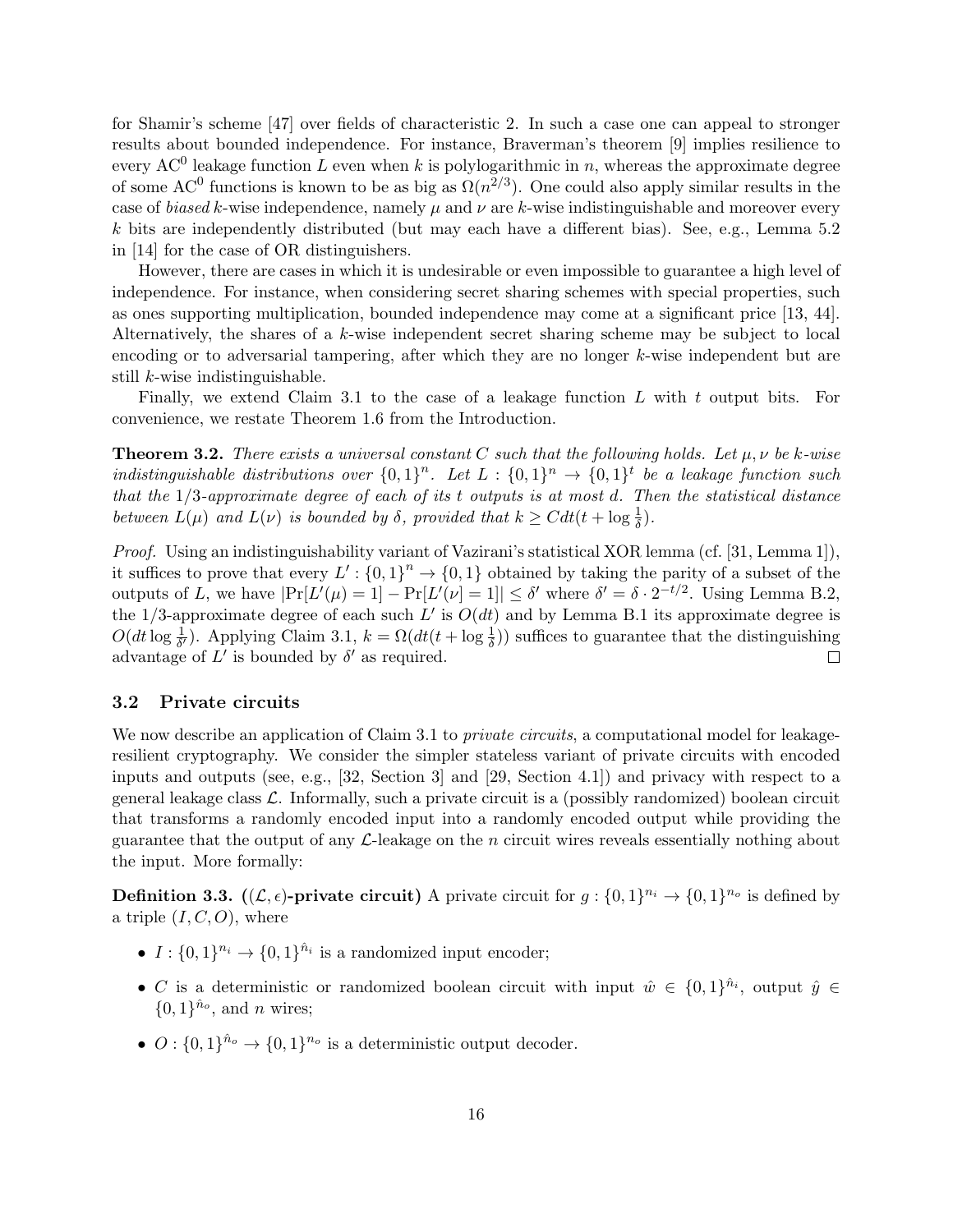for Shamir's scheme [47] over fields of characteristic 2. In such a case one can appeal to stronger results about bounded independence. For instance, Braverman's theorem [9] implies resilience to every $\mathrm{AC}^0$ leakage function $L$ even when $k$ is polylogarithmic in $n$, whereas the approximate degree of some $\mathrm{AC}^0$ functions is known to be as big as $\Omega(n^{2/3})$. One could also apply similar results in the case of *biased* $k$-wise independence, namely $\mu$ and $\nu$ are $k$-wise indistinguishable and moreover every $k$ bits are independently distributed (but may each have a different bias). See, e.g., Lemma 5.2 in [14] for the case of OR distinguishers.

However, there are cases in which it is undesirable or even impossible to guarantee a high level of independence. For instance, when considering secret sharing schemes with special properties, such as ones supporting multiplication, bounded independence may come at a significant price [13, 44]. Alternatively, the shares of a $k$-wise independent secret sharing scheme may be subject to local encoding or to adversarial tampering, after which they are no longer $k$-wise independent but are still $k$-wise indistinguishable.

Finally, we extend Claim 3.1 to the case of a leakage function $L$ with $t$ output bits. For convenience, we restate Theorem 1.6 from the Introduction.

**Theorem 3.2.** *There exists a universal constant $C$ such that the following holds. Let $\mu, \nu$ be $k$-wise indistinguishable distributions over $\{0,1\}^n$. Let $L : \{0,1\}^n \to \{0,1\}^t$ be a leakage function such that the $1/3$-approximate degree of each of its $t$ outputs is at most $d$. Then the statistical distance between $L(\mu)$ and $L(\nu)$ is bounded by $\delta$, provided that $k \geq Cdt(t + \log \frac{1}{\delta})$.*

*Proof.* Using an indistinguishability variant of Vazirani's statistical XOR lemma (cf. [31, Lemma 1]), it suffices to prove that every $L' : \{0,1\}^n \to \{0,1\}$ obtained by taking the parity of a subset of the outputs of $L$, we have $|\Pr[L'(\mu) = 1] - \Pr[L'(\nu) = 1]| \leq \delta'$ where $\delta' = \delta \cdot 2^{-t/2}$. Using Lemma B.2, the $1/3$-approximate degree of each such $L'$ is $O(dt)$ and by Lemma B.1 its approximate degree is $O(dt \log \frac{1}{\delta'})$. Applying Claim 3.1, $k = \Omega(dt(t + \log \frac{1}{\delta}))$ suffices to guarantee that the distinguishing advantage of $L'$ is bounded by $\delta'$ as required. $\square$

### 3.2 Private circuits

We now describe an application of Claim 3.1 to *private circuits*, a computational model for leakage-resilient cryptography. We consider the simpler stateless variant of private circuits with encoded inputs and outputs (see, e.g., [32, Section 3] and [29, Section 4.1]) and privacy with respect to a general leakage class $\mathcal{L}$. Informally, such a private circuit is a (possibly randomized) boolean circuit that transforms a randomly encoded input into a randomly encoded output while providing the guarantee that the output of any $\mathcal{L}$-leakage on the $n$ circuit wires reveals essentially nothing about the input. More formally:

**Definition 3.3. ($(\mathcal{L}, \epsilon)$-private circuit)** A private circuit for $g : \{0,1\}^{n_i} \to \{0,1\}^{n_o}$ is defined by a triple $(I, C, O)$, where

- $I : \{0,1\}^{n_i} \to \{0,1\}^{\hat{n}_i}$ is a randomized input encoder;
- $C$ is a deterministic or randomized boolean circuit with input $\hat{w} \in \{0,1\}^{\hat{n}_i}$, output $\hat{y} \in \{0,1\}^{\hat{n}_o}$, and $n$ wires;
- $O : \{0,1\}^{\hat{n}_o} \to \{0,1\}^{n_o}$ is a deterministic output decoder.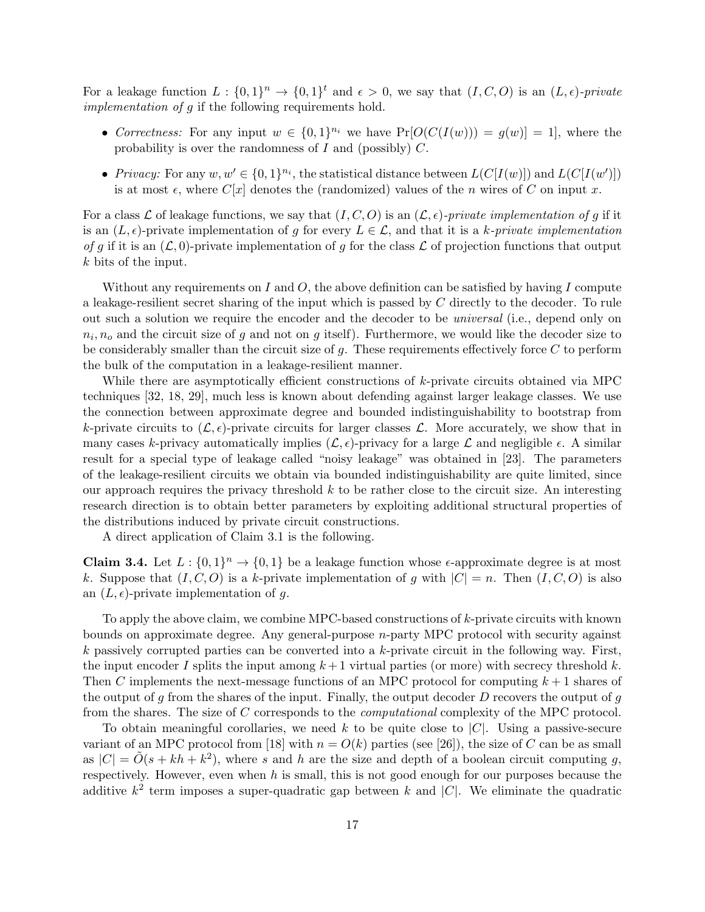For a leakage function $L : \{0,1\}^n \to \{0,1\}^t$ and $\epsilon > 0$, we say that $(I, C, O)$ is an *$(L, \epsilon)$-private implementation of $g$* if the following requirements hold.

- *Correctness:* For any input $w \in \{0,1\}^{n_i}$ we have $\Pr[O(C(I(w))) = g(w)] = 1]$, where the probability is over the randomness of $I$ and (possibly) $C$.
- *Privacy:* For any $w, w' \in \{0,1\}^{n_i}$, the statistical distance between $L(C[I(w)])$ and $L(C[I(w')])$ is at most $\epsilon$, where $C[x]$ denotes the (randomized) values of the $n$ wires of $C$ on input $x$.

For a class $\mathcal{L}$ of leakage functions, we say that $(I, C, O)$ is an *$(\mathcal{L}, \epsilon)$-private implementation of $g$* if it is an $(L, \epsilon)$-private implementation of $g$ for every $L \in \mathcal{L}$, and that it is a *$k$-private implementation of $g$* if it is an $(\mathcal{L}, 0)$-private implementation of $g$ for the class $\mathcal{L}$ of projection functions that output $k$ bits of the input.

Without any requirements on $I$ and $O$, the above definition can be satisfied by having $I$ compute a leakage-resilient secret sharing of the input which is passed by $C$ directly to the decoder. To rule out such a solution we require the encoder and the decoder to be *universal* (i.e., depend only on $n_i, n_o$ and the circuit size of $g$ and not on $g$ itself). Furthermore, we would like the decoder size to be considerably smaller than the circuit size of $g$. These requirements effectively force $C$ to perform the bulk of the computation in a leakage-resilient manner.

While there are asymptotically efficient constructions of $k$-private circuits obtained via MPC techniques [32, 18, 29], much less is known about defending against larger leakage classes. We use the connection between approximate degree and bounded indistinguishability to bootstrap from $k$-private circuits to $(\mathcal{L}, \epsilon)$-private circuits for larger classes $\mathcal{L}$. More accurately, we show that in many cases $k$-privacy automatically implies $(\mathcal{L}, \epsilon)$-privacy for a large $\mathcal{L}$ and negligible $\epsilon$. A similar result for a special type of leakage called "noisy leakage" was obtained in [23]. The parameters of the leakage-resilient circuits we obtain via bounded indistinguishability are quite limited, since our approach requires the privacy threshold $k$ to be rather close to the circuit size. An interesting research direction is to obtain better parameters by exploiting additional structural properties of the distributions induced by private circuit constructions.

A direct application of Claim 3.1 is the following.

**Claim 3.4.** Let $L : \{0,1\}^n \to \{0,1\}$ be a leakage function whose $\epsilon$-approximate degree is at most $k$. Suppose that $(I, C, O)$ is a $k$-private implementation of $g$ with $|C| = n$. Then $(I, C, O)$ is also an $(L, \epsilon)$-private implementation of $g$.

To apply the above claim, we combine MPC-based constructions of $k$-private circuits with known bounds on approximate degree. Any general-purpose $n$-party MPC protocol with security against $k$ passively corrupted parties can be converted into a $k$-private circuit in the following way. First, the input encoder $I$ splits the input among $k+1$ virtual parties (or more) with secrecy threshold $k$. Then $C$ implements the next-message functions of an MPC protocol for computing $k+1$ shares of the output of $g$ from the shares of the input. Finally, the output decoder $D$ recovers the output of $g$ from the shares. The size of $C$ corresponds to the *computational* complexity of the MPC protocol.

To obtain meaningful corollaries, we need $k$ to be quite close to $|C|$. Using a passive-secure variant of an MPC protocol from [18] with $n = O(k)$ parties (see [26]), the size of $C$ can be as small as $|C| = \tilde{O}(s + kh + k^2)$, where $s$ and $h$ are the size and depth of a boolean circuit computing $g$, respectively. However, even when $h$ is small, this is not good enough for our purposes because the additive $k^2$ term imposes a super-quadratic gap between $k$ and $|C|$. We eliminate the quadratic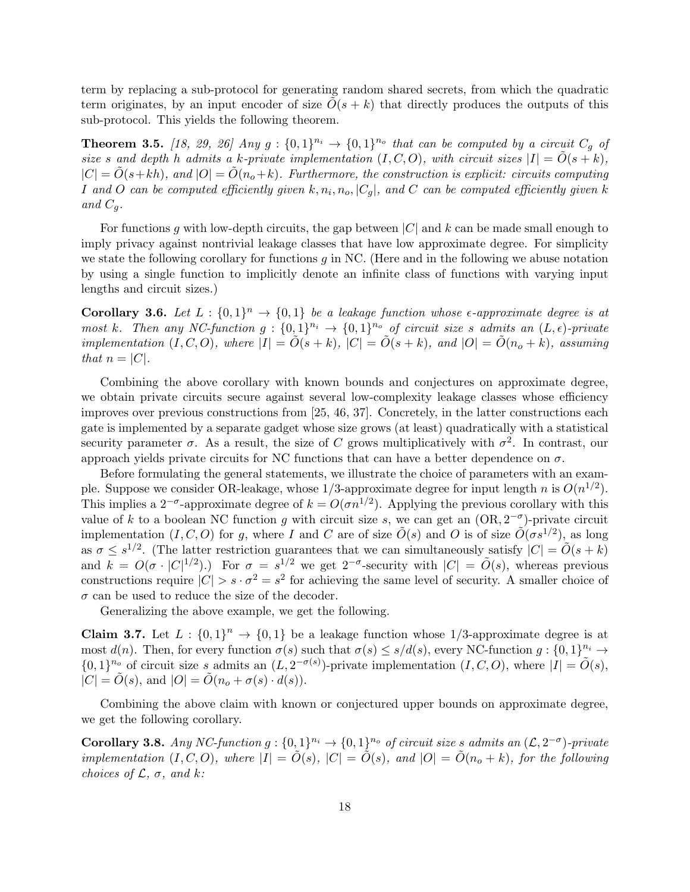term by replacing a sub-protocol for generating random shared secrets, from which the quadratic term originates, by an input encoder of size $\tilde{O}(s+k)$ that directly produces the outputs of this sub-protocol. This yields the following theorem.

**Theorem 3.5.** *[18, 29, 26] Any $g : \{0,1\}^{n_i} \to \{0,1\}^{n_o}$ that can be computed by a circuit $C_g$ of size $s$ and depth $h$ admits a $k$-private implementation $(I, C, O)$, with circuit sizes $|I| = \tilde{O}(s+k)$, $|C| = \tilde{O}(s+kh)$, and $|O| = \tilde{O}(n_o+k)$. Furthermore, the construction is explicit: circuits computing $I$ and $O$ can be computed efficiently given $k, n_i, n_o, |C_g|$, and $C$ can be computed efficiently given $k$ and $C_g$.*

For functions $g$ with low-depth circuits, the gap between $|C|$ and $k$ can be made small enough to imply privacy against nontrivial leakage classes that have low approximate degree. For simplicity we state the following corollary for functions $g$ in NC. (Here and in the following we abuse notation by using a single function to implicitly denote an infinite class of functions with varying input lengths and circuit sizes.)

**Corollary 3.6.** *Let $L : \{0,1\}^n \to \{0,1\}$ be a leakage function whose $\epsilon$-approximate degree is at most $k$. Then any NC-function $g : \{0,1\}^{n_i} \to \{0,1\}^{n_o}$ of circuit size $s$ admits an $(L, \epsilon)$-private implementation $(I, C, O)$, where $|I| = \tilde{O}(s+k)$, $|C| = \tilde{O}(s+k)$, and $|O| = \tilde{O}(n_o+k)$, assuming that $n = |C|$.*

Combining the above corollary with known bounds and conjectures on approximate degree, we obtain private circuits secure against several low-complexity leakage classes whose efficiency improves over previous constructions from [25, 46, 37]. Concretely, in the latter constructions each gate is implemented by a separate gadget whose size grows (at least) quadratically with a statistical security parameter $\sigma$. As a result, the size of $C$ grows multiplicatively with $\sigma^2$. In contrast, our approach yields private circuits for NC functions that can have a better dependence on $\sigma$.

Before formulating the general statements, we illustrate the choice of parameters with an example. Suppose we consider OR-leakage, whose 1/3-approximate degree for input length $n$ is $O(n^{1/2})$. This implies a $2^{-\sigma}$-approximate degree of $k = O(\sigma n^{1/2})$. Applying the previous corollary with this value of $k$ to a boolean NC function $g$ with circuit size $s$, we can get an $(\mathrm{OR}, 2^{-\sigma})$-private circuit implementation $(I, C, O)$ for $g$, where $I$ and $C$ are of size $\tilde{O}(s)$ and $O$ is of size $\tilde{O}(\sigma s^{1/2})$, as long as $\sigma \leq s^{1/2}$. (The latter restriction guarantees that we can simultaneously satisfy $|C| = \tilde{O}(s+k)$ and $k = O(\sigma \cdot |C|^{1/2})$.) For $\sigma = s^{1/2}$ we get $2^{-\sigma}$-security with $|C| = \tilde{O}(s)$, whereas previous constructions require $|C| > s \cdot \sigma^2 = s^2$ for achieving the same level of security. A smaller choice of $\sigma$ can be used to reduce the size of the decoder.

Generalizing the above example, we get the following.

**Claim 3.7.** Let $L : \{0,1\}^n \to \{0,1\}$ be a leakage function whose 1/3-approximate degree is at most $d(n)$. Then, for every function $\sigma(s)$ such that $\sigma(s) \leq s/d(s)$, every NC-function $g : \{0,1\}^{n_i} \to \{0,1\}^{n_o}$ of circuit size $s$ admits an $(L, 2^{-\sigma(s)})$-private implementation $(I, C, O)$, where $|I| = \tilde{O}(s)$, $|C| = \tilde{O}(s)$, and $|O| = \tilde{O}(n_o + \sigma(s) \cdot d(s))$.

Combining the above claim with known or conjectured upper bounds on approximate degree, we get the following corollary.

**Corollary 3.8.** *Any NC-function $g : \{0,1\}^{n_i} \to \{0,1\}^{n_o}$ of circuit size $s$ admits an $(\mathcal{L}, 2^{-\sigma})$-private implementation $(I, C, O)$, where $|I| = \tilde{O}(s)$, $|C| = \tilde{O}(s)$, and $|O| = \tilde{O}(n_o+k)$, for the following choices of $\mathcal{L}$, $\sigma$, and $k$:*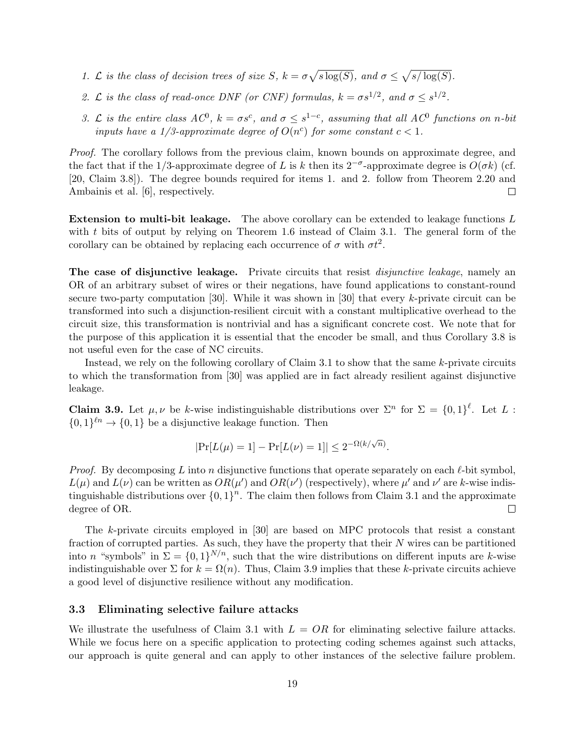1. *$\mathcal{L}$ is the class of decision trees of size $S$, $k = \sigma\sqrt{s\log(S)}$, and $\sigma \leq \sqrt{s/\log(S)}$.*
2. *$\mathcal{L}$ is the class of read-once DNF (or CNF) formulas, $k = \sigma s^{1/2}$, and $\sigma \leq s^{1/2}$.*
3. *$\mathcal{L}$ is the entire class $AC^0$, $k = \sigma s^c$, and $\sigma \leq s^{1-c}$, assuming that all $AC^0$ functions on $n$-bit inputs have a 1/3-approximate degree of $O(n^c)$ for some constant $c < 1$.*

*Proof.* The corollary follows from the previous claim, known bounds on approximate degree, and the fact that if the 1/3-approximate degree of $L$ is $k$ then its $2^{-\sigma}$-approximate degree is $O(\sigma k)$ (cf. [20, Claim 3.8]). The degree bounds required for items 1. and 2. follow from Theorem 2.20 and Ambainis et al. [6], respectively. □

**Extension to multi-bit leakage.** The above corollary can be extended to leakage functions $L$ with $t$ bits of output by relying on Theorem 1.6 instead of Claim 3.1. The general form of the corollary can be obtained by replacing each occurrence of $\sigma$ with $\sigma t^2$.

**The case of disjunctive leakage.** Private circuits that resist *disjunctive leakage*, namely an OR of an arbitrary subset of wires or their negations, have found applications to constant-round secure two-party computation [30]. While it was shown in [30] that every $k$-private circuit can be transformed into such a disjunction-resilient circuit with a constant multiplicative overhead to the circuit size, this transformation is nontrivial and has a significant concrete cost. We note that for the purpose of this application it is essential that the encoder be small, and thus Corollary 3.8 is not useful even for the case of NC circuits.

Instead, we rely on the following corollary of Claim 3.1 to show that the same $k$-private circuits to which the transformation from [30] was applied are in fact already resilient against disjunctive leakage.

**Claim 3.9.** Let $\mu, \nu$ be $k$-wise indistinguishable distributions over $\Sigma^n$ for $\Sigma = \{0,1\}^\ell$. Let $L : \{0,1\}^{\ell n} \to \{0,1\}$ be a disjunctive leakage function. Then

$$|\Pr[L(\mu) = 1] - \Pr[L(\nu) = 1]| \leq 2^{-\Omega(k/\sqrt{n})}.$$

*Proof.* By decomposing $L$ into $n$ disjunctive functions that operate separately on each $\ell$-bit symbol, $L(\mu)$ and $L(\nu)$ can be written as $OR(\mu')$ and $OR(\nu')$ (respectively), where $\mu'$ and $\nu'$ are $k$-wise indistinguishable distributions over $\{0,1\}^n$. The claim then follows from Claim 3.1 and the approximate degree of OR. □

The $k$-private circuits employed in [30] are based on MPC protocols that resist a constant fraction of corrupted parties. As such, they have the property that their $N$ wires can be partitioned into $n$ "symbols" in $\Sigma = \{0,1\}^{N/n}$, such that the wire distributions on different inputs are $k$-wise indistinguishable over $\Sigma$ for $k = \Omega(n)$. Thus, Claim 3.9 implies that these $k$-private circuits achieve a good level of disjunctive resilience without any modification.

### 3.3 Eliminating selective failure attacks

We illustrate the usefulness of Claim 3.1 with $L = OR$ for eliminating selective failure attacks. While we focus here on a specific application to protecting coding schemes against such attacks, our approach is quite general and can apply to other instances of the selective failure problem.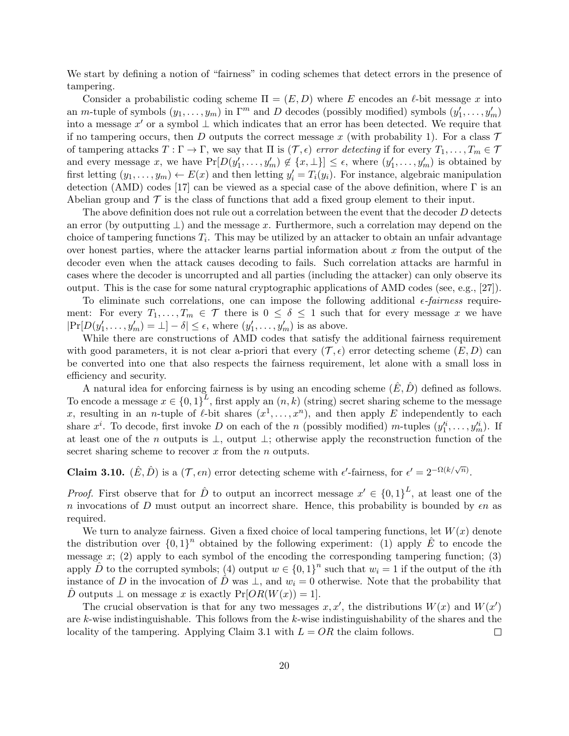We start by defining a notion of "fairness" in coding schemes that detect errors in the presence of tampering.

Consider a probabilistic coding scheme $\Pi = (E, D)$ where $E$ encodes an $\ell$-bit message $x$ into an $m$-tuple of symbols $(y_1, \ldots, y_m)$ in $\Gamma^m$ and $D$ decodes (possibly modified) symbols $(y'_1, \ldots, y'_m)$ into a message $x'$ or a symbol $\perp$ which indicates that an error has been detected. We require that if no tampering occurs, then $D$ outputs the correct message $x$ (with probability 1). For a class $\mathcal{T}$ of tampering attacks $T : \Gamma \to \Gamma$, we say that $\Pi$ is $(\mathcal{T}, \epsilon)$ *error detecting* if for every $T_1, \ldots, T_m \in \mathcal{T}$ and every message $x$, we have $\Pr[D(y'_1, \ldots, y'_m) \notin \{x, \perp\}] \leq \epsilon$, where $(y'_1, \ldots, y'_m)$ is obtained by first letting $(y_1, \ldots, y_m) \leftarrow E(x)$ and then letting $y'_i = T_i(y_i)$. For instance, algebraic manipulation detection (AMD) codes [17] can be viewed as a special case of the above definition, where $\Gamma$ is an Abelian group and $\mathcal{T}$ is the class of functions that add a fixed group element to their input.

The above definition does not rule out a correlation between the event that the decoder $D$ detects an error (by outputting $\perp$) and the message $x$. Furthermore, such a correlation may depend on the choice of tampering functions $T_i$. This may be utilized by an attacker to obtain an unfair advantage over honest parties, where the attacker learns partial information about $x$ from the output of the decoder even when the attack causes decoding to fails. Such correlation attacks are harmful in cases where the decoder is uncorrupted and all parties (including the attacker) can only observe its output. This is the case for some natural cryptographic applications of AMD codes (see, e.g., [27]).

To eliminate such correlations, one can impose the following additional $\epsilon$*-fairness* requirement: For every $T_1, \ldots, T_m \in \mathcal{T}$ there is $0 \leq \delta \leq 1$ such that for every message $x$ we have $|\Pr[D(y'_1, \ldots, y'_m) = \perp] - \delta| \leq \epsilon$, where $(y'_1, \ldots, y'_m)$ is as above.

While there are constructions of AMD codes that satisfy the additional fairness requirement with good parameters, it is not clear a-priori that every $(\mathcal{T}, \epsilon)$ error detecting scheme $(E, D)$ can be converted into one that also respects the fairness requirement, let alone with a small loss in efficiency and security.

A natural idea for enforcing fairness is by using an encoding scheme $(\hat{E}, \hat{D})$ defined as follows. To encode a message $x \in \{0,1\}^L$, first apply an $(n, k)$ (string) secret sharing scheme to the message $x$, resulting in an $n$-tuple of $\ell$-bit shares $(x^1, \ldots, x^n)$, and then apply $E$ independently to each share $x^i$. To decode, first invoke $D$ on each of the $n$ (possibly modified) $m$-tuples $(y'^i_1, \ldots, y'^i_m)$. If at least one of the $n$ outputs is $\perp$, output $\perp$; otherwise apply the reconstruction function of the secret sharing scheme to recover $x$ from the $n$ outputs.

**Claim 3.10.** $(\hat{E}, \hat{D})$ is a $(\mathcal{T}, \epsilon n)$ error detecting scheme with $\epsilon'$-fairness, for $\epsilon' = 2^{-\Omega(k/\sqrt{n})}$.

*Proof.* First observe that for $\hat{D}$ to output an incorrect message $x' \in \{0,1\}^L$, at least one of the $n$ invocations of $D$ must output an incorrect share. Hence, this probability is bounded by $\epsilon n$ as required.

We turn to analyze fairness. Given a fixed choice of local tampering functions, let $W(x)$ denote the distribution over $\{0,1\}^n$ obtained by the following experiment: (1) apply $\hat{E}$ to encode the message $x$; (2) apply to each symbol of the encoding the corresponding tampering function; (3) apply $\hat{D}$ to the corrupted symbols; (4) output $w \in \{0,1\}^n$ such that $w_i = 1$ if the output of the $i$th instance of $D$ in the invocation of $\hat{D}$ was $\perp$, and $w_i = 0$ otherwise. Note that the probability that $\hat{D}$ outputs $\perp$ on message $x$ is exactly $\Pr[OR(W(x)) = 1]$.

The crucial observation is that for any two messages $x, x'$, the distributions $W(x)$ and $W(x')$ are $k$-wise indistinguishable. This follows from the $k$-wise indistinguishability of the shares and the locality of the tampering. Applying Claim 3.1 with $L = OR$ the claim follows. $\square$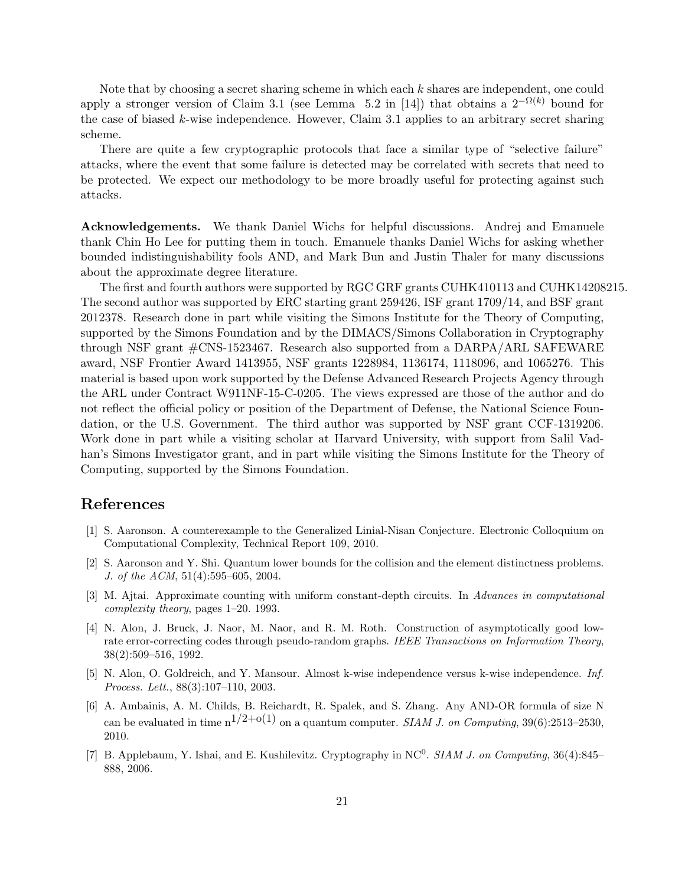Note that by choosing a secret sharing scheme in which each $k$ shares are independent, one could apply a stronger version of Claim 3.1 (see Lemma 5.2 in [14]) that obtains a $2^{-\Omega(k)}$ bound for the case of biased $k$-wise independence. However, Claim 3.1 applies to an arbitrary secret sharing scheme.

There are quite a few cryptographic protocols that face a similar type of "selective failure" attacks, where the event that some failure is detected may be correlated with secrets that need to be protected. We expect our methodology to be more broadly useful for protecting against such attacks.

**Acknowledgements.** We thank Daniel Wichs for helpful discussions. Andrej and Emanuele thank Chin Ho Lee for putting them in touch. Emanuele thanks Daniel Wichs for asking whether bounded indistinguishability fools AND, and Mark Bun and Justin Thaler for many discussions about the approximate degree literature.

The first and fourth authors were supported by RGC GRF grants CUHK410113 and CUHK14208215. The second author was supported by ERC starting grant 259426, ISF grant 1709/14, and BSF grant 2012378. Research done in part while visiting the Simons Institute for the Theory of Computing, supported by the Simons Foundation and by the DIMACS/Simons Collaboration in Cryptography through NSF grant #CNS-1523467. Research also supported from a DARPA/ARL SAFEWARE award, NSF Frontier Award 1413955, NSF grants 1228984, 1136174, 1118096, and 1065276. This material is based upon work supported by the Defense Advanced Research Projects Agency through the ARL under Contract W911NF-15-C-0205. The views expressed are those of the author and do not reflect the official policy or position of the Department of Defense, the National Science Foundation, or the U.S. Government. The third author was supported by NSF grant CCF-1319206. Work done in part while a visiting scholar at Harvard University, with support from Salil Vadhan's Simons Investigator grant, and in part while visiting the Simons Institute for the Theory of Computing, supported by the Simons Foundation.

# References

[1] S. Aaronson. A counterexample to the Generalized Linial-Nisan Conjecture. Electronic Colloquium on Computational Complexity, Technical Report 109, 2010.

[2] S. Aaronson and Y. Shi. Quantum lower bounds for the collision and the element distinctness problems. *J. of the ACM*, 51(4):595–605, 2004.

[3] M. Ajtai. Approximate counting with uniform constant-depth circuits. In *Advances in computational complexity theory*, pages 1–20. 1993.

[4] N. Alon, J. Bruck, J. Naor, M. Naor, and R. M. Roth. Construction of asymptotically good low-rate error-correcting codes through pseudo-random graphs. *IEEE Transactions on Information Theory*, 38(2):509–516, 1992.

[5] N. Alon, O. Goldreich, and Y. Mansour. Almost k-wise independence versus k-wise independence. *Inf. Process. Lett.*, 88(3):107–110, 2003.

[6] A. Ambainis, A. M. Childs, B. Reichardt, R. Spalek, and S. Zhang. Any AND-OR formula of size N can be evaluated in time $n^{1/2+o(1)}$ on a quantum computer. *SIAM J. on Computing*, 39(6):2513–2530, 2010.

[7] B. Applebaum, Y. Ishai, and E. Kushilevitz. Cryptography in $NC^0$. *SIAM J. on Computing*, 36(4):845–888, 2006.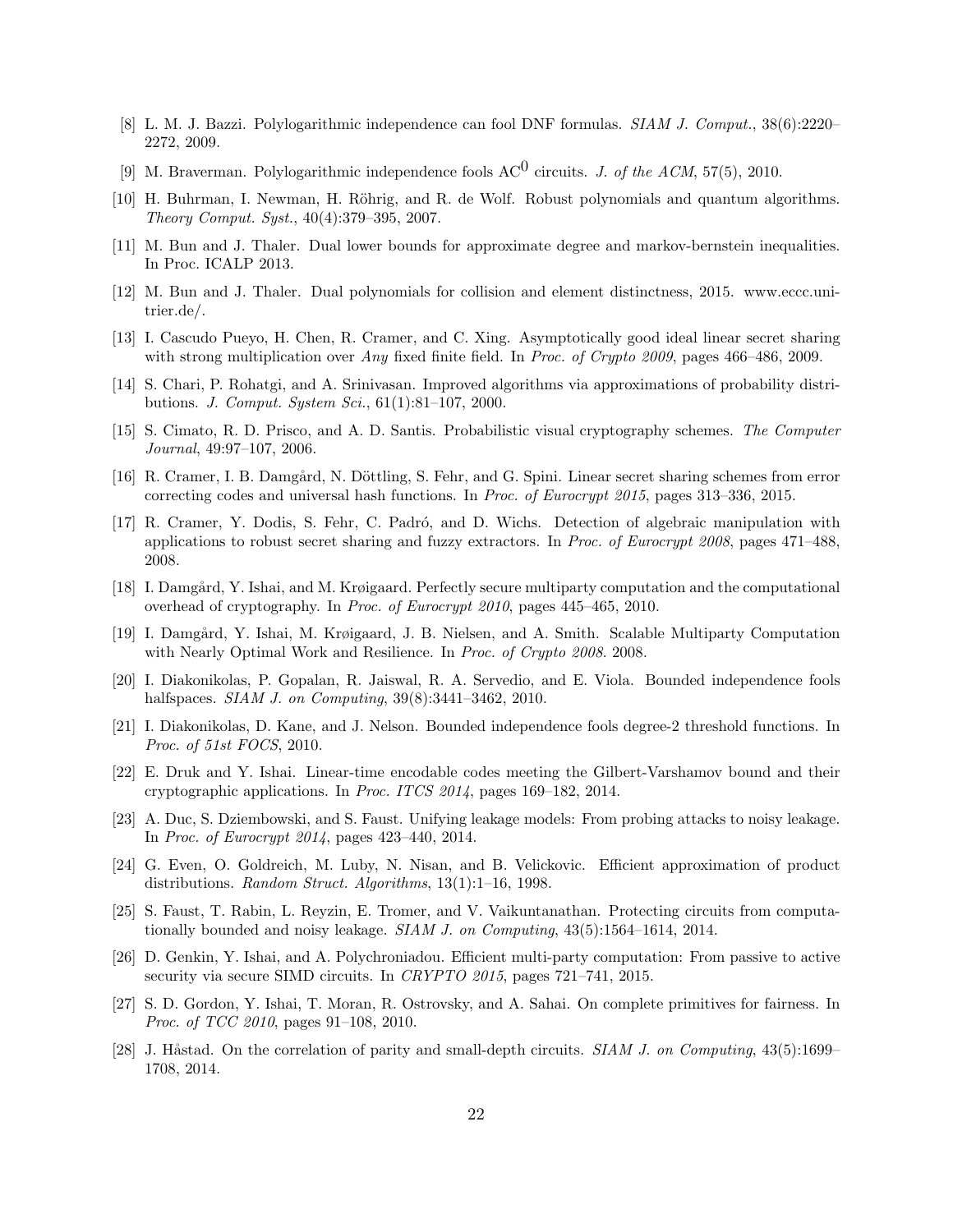[8] L. M. J. Bazzi. Polylogarithmic independence can fool DNF formulas. *SIAM J. Comput.*, 38(6):2220–2272, 2009.

[9] M. Braverman. Polylogarithmic independence fools $\mathrm{AC}^0$ circuits. *J. of the ACM*, 57(5), 2010.

[10] H. Buhrman, I. Newman, H. Röhrig, and R. de Wolf. Robust polynomials and quantum algorithms. *Theory Comput. Syst.*, 40(4):379–395, 2007.

[11] M. Bun and J. Thaler. Dual lower bounds for approximate degree and markov-bernstein inequalities. In Proc. ICALP 2013.

[12] M. Bun and J. Thaler. Dual polynomials for collision and element distinctness, 2015. www.eccc.uni-trier.de/.

[13] I. Cascudo Pueyo, H. Chen, R. Cramer, and C. Xing. Asymptotically good ideal linear secret sharing with strong multiplication over *Any* fixed finite field. In *Proc. of Crypto 2009*, pages 466–486, 2009.

[14] S. Chari, P. Rohatgi, and A. Srinivasan. Improved algorithms via approximations of probability distributions. *J. Comput. System Sci.*, 61(1):81–107, 2000.

[15] S. Cimato, R. D. Prisco, and A. D. Santis. Probabilistic visual cryptography schemes. *The Computer Journal*, 49:97–107, 2006.

[16] R. Cramer, I. B. Damgård, N. Döttling, S. Fehr, and G. Spini. Linear secret sharing schemes from error correcting codes and universal hash functions. In *Proc. of Eurocrypt 2015*, pages 313–336, 2015.

[17] R. Cramer, Y. Dodis, S. Fehr, C. Padró, and D. Wichs. Detection of algebraic manipulation with applications to robust secret sharing and fuzzy extractors. In *Proc. of Eurocrypt 2008*, pages 471–488, 2008.

[18] I. Damgård, Y. Ishai, and M. Krøigaard. Perfectly secure multiparty computation and the computational overhead of cryptography. In *Proc. of Eurocrypt 2010*, pages 445–465, 2010.

[19] I. Damgård, Y. Ishai, M. Krøigaard, J. B. Nielsen, and A. Smith. Scalable Multiparty Computation with Nearly Optimal Work and Resilience. In *Proc. of Crypto 2008*. 2008.

[20] I. Diakonikolas, P. Gopalan, R. Jaiswal, R. A. Servedio, and E. Viola. Bounded independence fools halfspaces. *SIAM J. on Computing*, 39(8):3441–3462, 2010.

[21] I. Diakonikolas, D. Kane, and J. Nelson. Bounded independence fools degree-2 threshold functions. In *Proc. of 51st FOCS*, 2010.

[22] E. Druk and Y. Ishai. Linear-time encodable codes meeting the Gilbert-Varshamov bound and their cryptographic applications. In *Proc. ITCS 2014*, pages 169–182, 2014.

[23] A. Duc, S. Dziembowski, and S. Faust. Unifying leakage models: From probing attacks to noisy leakage. In *Proc. of Eurocrypt 2014*, pages 423–440, 2014.

[24] G. Even, O. Goldreich, M. Luby, N. Nisan, and B. Velickovic. Efficient approximation of product distributions. *Random Struct. Algorithms*, 13(1):1–16, 1998.

[25] S. Faust, T. Rabin, L. Reyzin, E. Tromer, and V. Vaikuntanathan. Protecting circuits from computationally bounded and noisy leakage. *SIAM J. on Computing*, 43(5):1564–1614, 2014.

[26] D. Genkin, Y. Ishai, and A. Polychroniadou. Efficient multi-party computation: From passive to active security via secure SIMD circuits. In *CRYPTO 2015*, pages 721–741, 2015.

[27] S. D. Gordon, Y. Ishai, T. Moran, R. Ostrovsky, and A. Sahai. On complete primitives for fairness. In *Proc. of TCC 2010*, pages 91–108, 2010.

[28] J. Håstad. On the correlation of parity and small-depth circuits. *SIAM J. on Computing*, 43(5):1699–1708, 2014.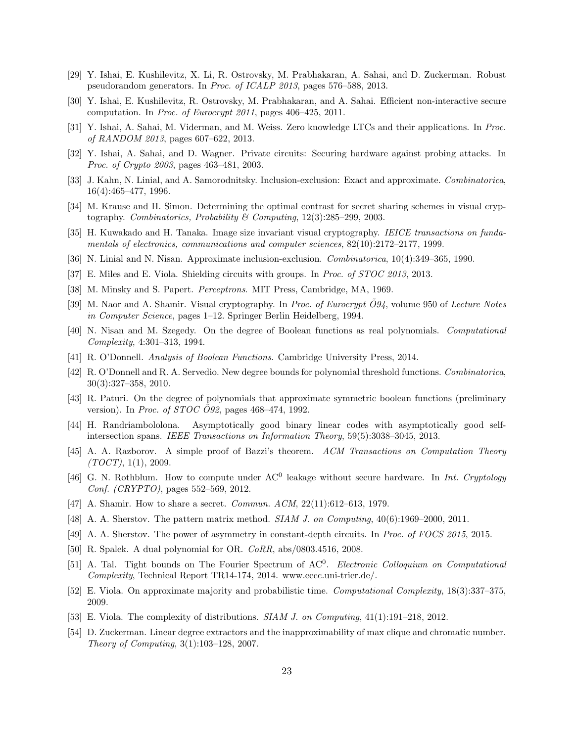[29] Y. Ishai, E. Kushilevitz, X. Li, R. Ostrovsky, M. Prabhakaran, A. Sahai, and D. Zuckerman. Robust pseudorandom generators. In *Proc. of ICALP 2013*, pages 576–588, 2013.

[30] Y. Ishai, E. Kushilevitz, R. Ostrovsky, M. Prabhakaran, and A. Sahai. Efficient non-interactive secure computation. In *Proc. of Eurocrypt 2011*, pages 406–425, 2011.

[31] Y. Ishai, A. Sahai, M. Viderman, and M. Weiss. Zero knowledge LTCs and their applications. In *Proc. of RANDOM 2013*, pages 607–622, 2013.

[32] Y. Ishai, A. Sahai, and D. Wagner. Private circuits: Securing hardware against probing attacks. In *Proc. of Crypto 2003*, pages 463–481, 2003.

[33] J. Kahn, N. Linial, and A. Samorodnitsky. Inclusion-exclusion: Exact and approximate. *Combinatorica*, 16(4):465–477, 1996.

[34] M. Krause and H. Simon. Determining the optimal contrast for secret sharing schemes in visual cryptography. *Combinatorics, Probability & Computing*, 12(3):285–299, 2003.

[35] H. Kuwakado and H. Tanaka. Image size invariant visual cryptography. *IEICE transactions on fundamentals of electronics, communications and computer sciences*, 82(10):2172–2177, 1999.

[36] N. Linial and N. Nisan. Approximate inclusion-exclusion. *Combinatorica*, 10(4):349–365, 1990.

[37] E. Miles and E. Viola. Shielding circuits with groups. In *Proc. of STOC 2013*, 2013.

[38] M. Minsky and S. Papert. *Perceptrons*. MIT Press, Cambridge, MA, 1969.

[39] M. Naor and A. Shamir. Visual cryptography. In *Proc. of Eurocrypt Õ94*, volume 950 of *Lecture Notes in Computer Science*, pages 1–12. Springer Berlin Heidelberg, 1994.

[40] N. Nisan and M. Szegedy. On the degree of Boolean functions as real polynomials. *Computational Complexity*, 4:301–313, 1994.

[41] R. O'Donnell. *Analysis of Boolean Functions*. Cambridge University Press, 2014.

[42] R. O'Donnell and R. A. Servedio. New degree bounds for polynomial threshold functions. *Combinatorica*, 30(3):327–358, 2010.

[43] R. Paturi. On the degree of polynomials that approximate symmetric boolean functions (preliminary version). In *Proc. of STOC Õ92*, pages 468–474, 1992.

[44] H. Randriambololona. Asymptotically good binary linear codes with asymptotically good self-intersection spans. *IEEE Transactions on Information Theory*, 59(5):3038–3045, 2013.

[45] A. A. Razborov. A simple proof of Bazzi's theorem. *ACM Transactions on Computation Theory (TOCT)*, 1(1), 2009.

[46] G. N. Rothblum. How to compute under $\mathrm{AC}^0$ leakage without secure hardware. In *Int. Cryptology Conf. (CRYPTO)*, pages 552–569, 2012.

[47] A. Shamir. How to share a secret. *Commun. ACM*, 22(11):612–613, 1979.

[48] A. A. Sherstov. The pattern matrix method. *SIAM J. on Computing*, 40(6):1969–2000, 2011.

[49] A. A. Sherstov. The power of asymmetry in constant-depth circuits. In *Proc. of FOCS 2015*, 2015.

[50] R. Spalek. A dual polynomial for OR. *CoRR*, abs/0803.4516, 2008.

[51] A. Tal. Tight bounds on The Fourier Spectrum of $\mathrm{AC}^0$. *Electronic Colloquium on Computational Complexity*, Technical Report TR14-174, 2014. www.eccc.uni-trier.de/.

[52] E. Viola. On approximate majority and probabilistic time. *Computational Complexity*, 18(3):337–375, 2009.

[53] E. Viola. The complexity of distributions. *SIAM J. on Computing*, 41(1):191–218, 2012.

[54] D. Zuckerman. Linear degree extractors and the inapproximability of max clique and chromatic number. *Theory of Computing*, 3(1):103–128, 2007.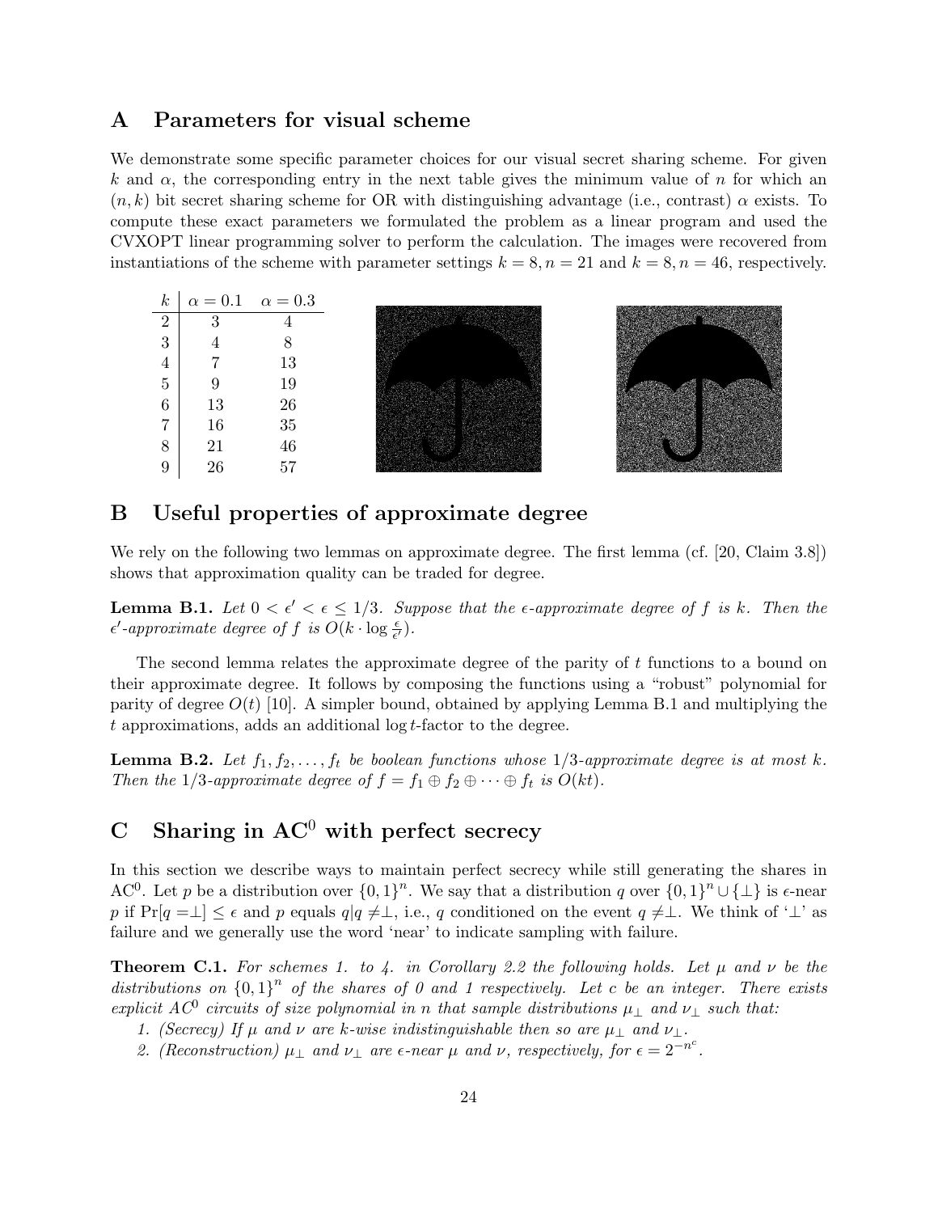## A Parameters for visual scheme

We demonstrate some specific parameter choices for our visual secret sharing scheme. For given $k$ and $\alpha$, the corresponding entry in the next table gives the minimum value of $n$ for which an $(n, k)$ bit secret sharing scheme for OR with distinguishing advantage (i.e., contrast) $\alpha$ exists. To compute these exact parameters we formulated the problem as a linear program and used the CVXOPT linear programming solver to perform the calculation. The images were recovered from instantiations of the scheme with parameter settings $k = 8, n = 21$ and $k = 8, n = 46$, respectively.

| $k$ | $\alpha = 0.1$ | $\alpha = 0.3$ |
|---|---|---|
| 2 | 3 | 4 |
| 3 | 4 | 8 |
| 4 | 7 | 13 |
| 5 | 9 | 19 |
| 6 | 13 | 26 |
| 7 | 16 | 35 |
| 8 | 21 | 46 |
| 9 | 26 | 57 |

## B Useful properties of approximate degree

We rely on the following two lemmas on approximate degree. The first lemma (cf. [20, Claim 3.8]) shows that approximation quality can be traded for degree.

**Lemma B.1.** *Let $0 < \epsilon' < \epsilon \leq 1/3$. Suppose that the $\epsilon$-approximate degree of $f$ is $k$. Then the $\epsilon'$-approximate degree of $f$ is $O(k \cdot \log \frac{\epsilon}{\epsilon'})$.*

The second lemma relates the approximate degree of the parity of $t$ functions to a bound on their approximate degree. It follows by composing the functions using a "robust" polynomial for parity of degree $O(t)$ [10]. A simpler bound, obtained by applying Lemma B.1 and multiplying the $t$ approximations, adds an additional $\log t$-factor to the degree.

**Lemma B.2.** *Let $f_1, f_2, \ldots, f_t$ be boolean functions whose $1/3$-approximate degree is at most $k$. Then the $1/3$-approximate degree of $f = f_1 \oplus f_2 \oplus \cdots \oplus f_t$ is $O(kt)$.*

## C Sharing in $\mathrm{AC}^0$ with perfect secrecy

In this section we describe ways to maintain perfect secrecy while still generating the shares in $\mathrm{AC}^0$. Let $p$ be a distribution over $\{0,1\}^n$. We say that a distribution $q$ over $\{0,1\}^n \cup \{\perp\}$ is $\epsilon$-near $p$ if $\Pr[q = \perp] \leq \epsilon$ and $p$ equals $q | q \neq \perp$, i.e., $q$ conditioned on the event $q \neq \perp$. We think of '$\perp$' as failure and we generally use the word 'near' to indicate sampling with failure.

**Theorem C.1.** *For schemes 1. to 4. in Corollary 2.2 the following holds. Let $\mu$ and $\nu$ be the distributions on $\{0,1\}^n$ of the shares of 0 and 1 respectively. Let $c$ be an integer. There exists explicit $AC^0$ circuits of size polynomial in $n$ that sample distributions $\mu_\perp$ and $\nu_\perp$ such that:*

1. *(Secrecy) If $\mu$ and $\nu$ are $k$-wise indistinguishable then so are $\mu_\perp$ and $\nu_\perp$.*
2. *(Reconstruction) $\mu_\perp$ and $\nu_\perp$ are $\epsilon$-near $\mu$ and $\nu$, respectively, for $\epsilon = 2^{-n^c}$.*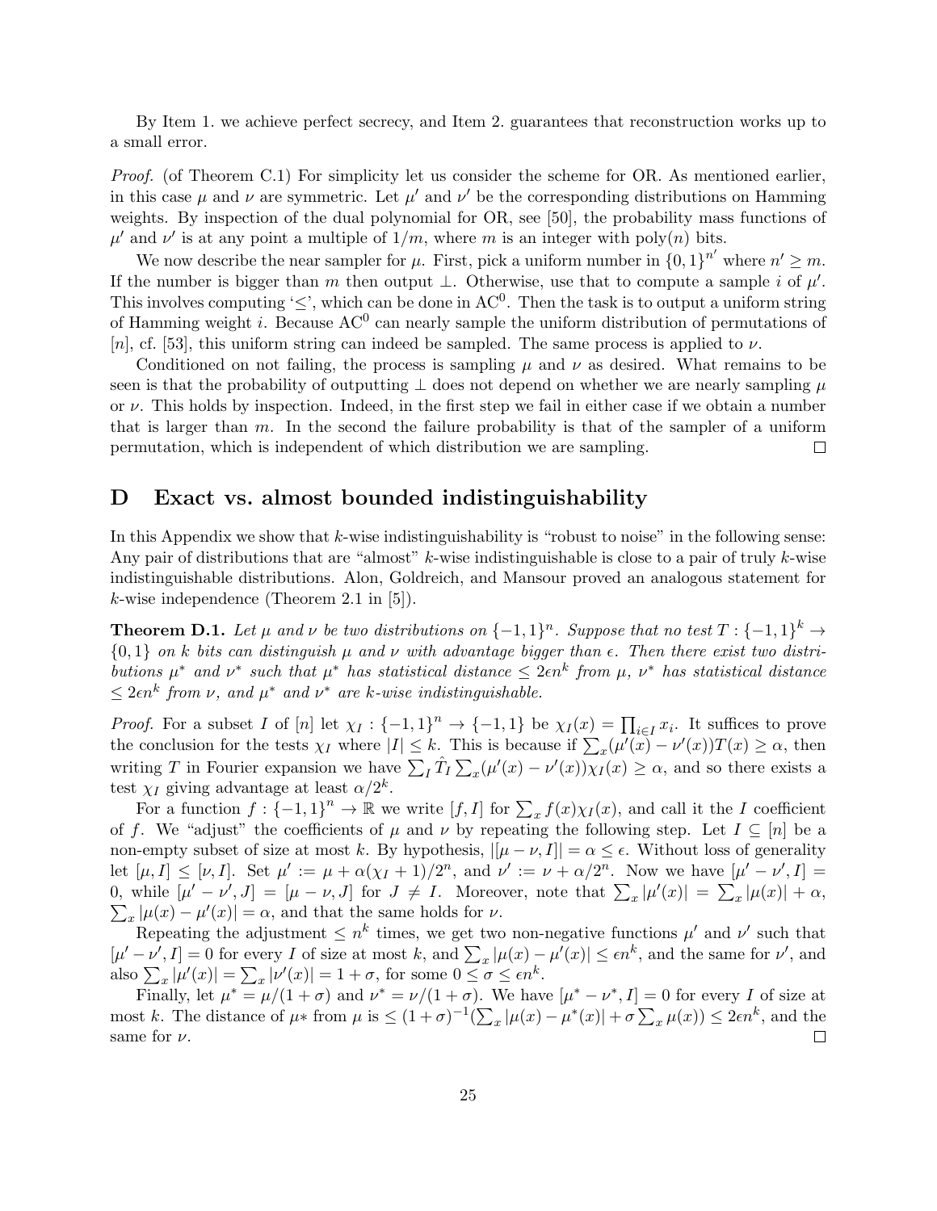By Item 1. we achieve perfect secrecy, and Item 2. guarantees that reconstruction works up to a small error.

*Proof.* (of Theorem C.1) For simplicity let us consider the scheme for OR. As mentioned earlier, in this case $\mu$ and $\nu$ are symmetric. Let $\mu'$ and $\nu'$ be the corresponding distributions on Hamming weights. By inspection of the dual polynomial for OR, see [50], the probability mass functions of $\mu'$ and $\nu'$ is at any point a multiple of $1/m$, where $m$ is an integer with poly$(n)$ bits.

We now describe the near sampler for $\mu$. First, pick a uniform number in $\{0,1\}^{n'}$ where $n' \geq m$. If the number is bigger than $m$ then output $\perp$. Otherwise, use that to compute a sample $i$ of $\mu'$. This involves computing '$\leq$', which can be done in $\mathrm{AC}^0$. Then the task is to output a uniform string of Hamming weight $i$. Because $\mathrm{AC}^0$ can nearly sample the uniform distribution of permutations of $[n]$, cf. [53], this uniform string can indeed be sampled. The same process is applied to $\nu$.

Conditioned on not failing, the process is sampling $\mu$ and $\nu$ as desired. What remains to be seen is that the probability of outputting $\perp$ does not depend on whether we are nearly sampling $\mu$ or $\nu$. This holds by inspection. Indeed, in the first step we fail in either case if we obtain a number that is larger than $m$. In the second the failure probability is that of the sampler of a uniform permutation, which is independent of which distribution we are sampling. □

# D Exact vs. almost bounded indistinguishability

In this Appendix we show that $k$-wise indistinguishability is "robust to noise" in the following sense: Any pair of distributions that are "almost" $k$-wise indistinguishable is close to a pair of truly $k$-wise indistinguishable distributions. Alon, Goldreich, and Mansour proved an analogous statement for $k$-wise independence (Theorem 2.1 in [5]).

**Theorem D.1.** *Let $\mu$ and $\nu$ be two distributions on $\{-1,1\}^n$. Suppose that no test $T : \{-1,1\}^k \to \{0,1\}$ on $k$ bits can distinguish $\mu$ and $\nu$ with advantage bigger than $\epsilon$. Then there exist two distributions $\mu^*$ and $\nu^*$ such that $\mu^*$ has statistical distance $\leq 2\epsilon n^k$ from $\mu$, $\nu^*$ has statistical distance $\leq 2\epsilon n^k$ from $\nu$, and $\mu^*$ and $\nu^*$ are $k$-wise indistinguishable.*

*Proof.* For a subset $I$ of $[n]$ let $\chi_I : \{-1,1\}^n \to \{-1,1\}$ be $\chi_I(x) = \prod_{i \in I} x_i$. It suffices to prove the conclusion for the tests $\chi_I$ where $|I| \leq k$. This is because if $\sum_x (\mu'(x) - \nu'(x))T(x) \geq \alpha$, then writing $T$ in Fourier expansion we have $\sum_I \hat{T}_I \sum_x (\mu'(x) - \nu'(x))\chi_I(x) \geq \alpha$, and so there exists a test $\chi_I$ giving advantage at least $\alpha/2^k$.

For a function $f : \{-1,1\}^n \to \mathbb{R}$ we write $[f, I]$ for $\sum_x f(x)\chi_I(x)$, and call it the $I$ coefficient of $f$. We "adjust" the coefficients of $\mu$ and $\nu$ by repeating the following step. Let $I \subseteq [n]$ be a non-empty subset of size at most $k$. By hypothesis, $|[\mu - \nu, I]| = \alpha \leq \epsilon$. Without loss of generality let $[\mu, I] \leq [\nu, I]$. Set $\mu' := \mu + \alpha(\chi_I + 1)/2^n$, and $\nu' := \nu + \alpha/2^n$. Now we have $[\mu' - \nu', I] = 0$, while $[\mu' - \nu', J] = [\mu - \nu, J]$ for $J \neq I$. Moreover, note that $\sum_x |\mu'(x)| = \sum_x |\mu(x)| + \alpha$, $\sum_x |\mu(x) - \mu'(x)| = \alpha$, and that the same holds for $\nu$.

Repeating the adjustment $\leq n^k$ times, we get two non-negative functions $\mu'$ and $\nu'$ such that $[\mu' - \nu', I] = 0$ for every $I$ of size at most $k$, and $\sum_x |\mu(x) - \mu'(x)| \leq \epsilon n^k$, and the same for $\nu'$, and also $\sum_x |\mu'(x)| = \sum_x |\nu'(x)| = 1 + \sigma$, for some $0 \leq \sigma \leq \epsilon n^k$.

Finally, let $\mu^* = \mu/(1+\sigma)$ and $\nu^* = \nu/(1+\sigma)$. We have $[\mu^* - \nu^*, I] = 0$ for every $I$ of size at most $k$. The distance of $\mu*$ from $\mu$ is $\leq (1+\sigma)^{-1}(\sum_x |\mu(x) - \mu^*(x)| + \sigma \sum_x \mu(x)) \leq 2\epsilon n^k$, and the same for $\nu$. □